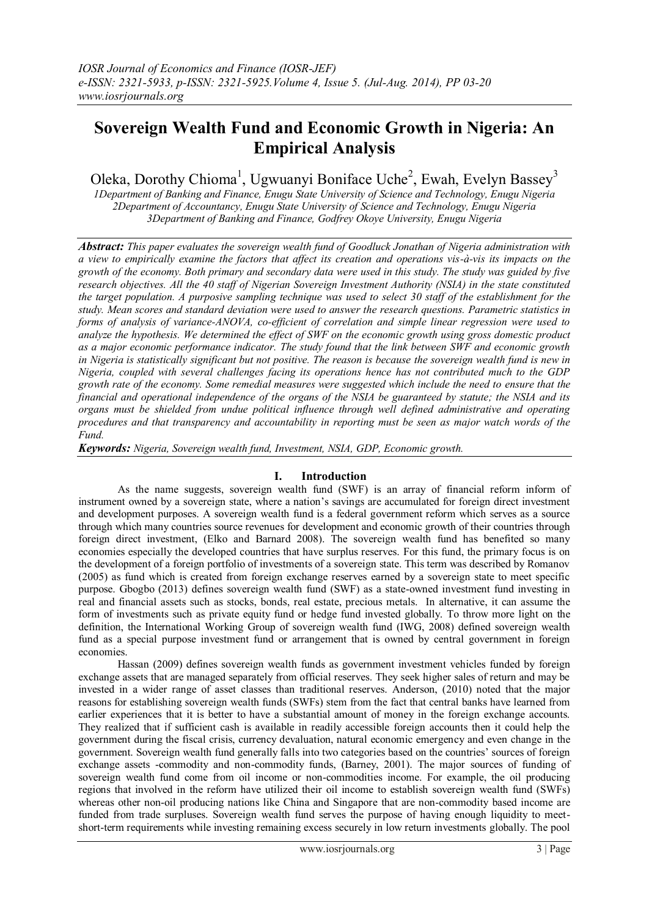# Sovereign Wealth Fund and Economic Growth in Nigeria: An Empirical Analysis

Oleka, Dorothy Chioma[1], Ugwuanyi Boniface Uche[2], Ewah, Evelyn Bassey[3]

*1Department of Banking and Finance, Enugu State University of Science and Technology, Enugu Nigeria*
*2Department of Accountancy, Enugu State University of Science and Technology, Enugu Nigeria*
*3Department of Banking and Finance, Godfrey Okoye University, Enugu Nigeria*

***Abstract:*** *This paper evaluates the sovereign wealth fund of Goodluck Jonathan of Nigeria administration with a view to empirically examine the factors that affect its creation and operations vis-à-vis its impacts on the growth of the economy. Both primary and secondary data were used in this study. The study was guided by five research objectives. All the 40 staff of Nigerian Sovereign Investment Authority (NSIA) in the state constituted the target population. A purposive sampling technique was used to select 30 staff of the establishment for the study. Mean scores and standard deviation were used to answer the research questions. Parametric statistics in forms of analysis of variance-ANOVA, co-efficient of correlation and simple linear regression were used to analyze the hypothesis. We determined the effect of SWF on the economic growth using gross domestic product as a major economic performance indicator. The study found that the link between SWF and economic growth in Nigeria is statistically significant but not positive. The reason is because the sovereign wealth fund is new in Nigeria, coupled with several challenges facing its operations hence has not contributed much to the GDP growth rate of the economy. Some remedial measures were suggested which include the need to ensure that the financial and operational independence of the organs of the NSIA be guaranteed by statute; the NSIA and its organs must be shielded from undue political influence through well defined administrative and operating procedures and that transparency and accountability in reporting must be seen as major watch words of the Fund.*

***Keywords:*** *Nigeria, Sovereign wealth fund, Investment, NSIA, GDP, Economic growth.*

## I. Introduction

As the name suggests, sovereign wealth fund (SWF) is an array of financial reform inform of instrument owned by a sovereign state, where a nation's savings are accumulated for foreign direct investment and development purposes. A sovereign wealth fund is a federal government reform which serves as a source through which many countries source revenues for development and economic growth of their countries through foreign direct investment, (Elko and Barnard 2008). The sovereign wealth fund has benefited so many economies especially the developed countries that have surplus reserves. For this fund, the primary focus is on the development of a foreign portfolio of investments of a sovereign state. This term was described by Romanov (2005) as fund which is created from foreign exchange reserves earned by a sovereign state to meet specific purpose. Gbogbo (2013) defines sovereign wealth fund (SWF) as a state-owned investment fund investing in real and financial assets such as stocks, bonds, real estate, precious metals. In alternative, it can assume the form of investments such as private equity fund or hedge fund invested globally. To throw more light on the definition, the International Working Group of sovereign wealth fund (IWG, 2008) defined sovereign wealth fund as a special purpose investment fund or arrangement that is owned by central government in foreign economies.

Hassan (2009) defines sovereign wealth funds as government investment vehicles funded by foreign exchange assets that are managed separately from official reserves. They seek higher sales of return and may be invested in a wider range of asset classes than traditional reserves. Anderson, (2010) noted that the major reasons for establishing sovereign wealth funds (SWFs) stem from the fact that central banks have learned from earlier experiences that it is better to have a substantial amount of money in the foreign exchange accounts. They realized that if sufficient cash is available in readily accessible foreign accounts then it could help the government during the fiscal crisis, currency devaluation, natural economic emergency and even change in the government. Sovereign wealth fund generally falls into two categories based on the countries' sources of foreign exchange assets -commodity and non-commodity funds, (Barney, 2001). The major sources of funding of sovereign wealth fund come from oil income or non-commodities income. For example, the oil producing regions that involved in the reform have utilized their oil income to establish sovereign wealth fund (SWFs) whereas other non-oil producing nations like China and Singapore that are non-commodity based income are funded from trade surpluses. Sovereign wealth fund serves the purpose of having enough liquidity to meet-short-term requirements while investing remaining excess securely in low return investments globally. The pool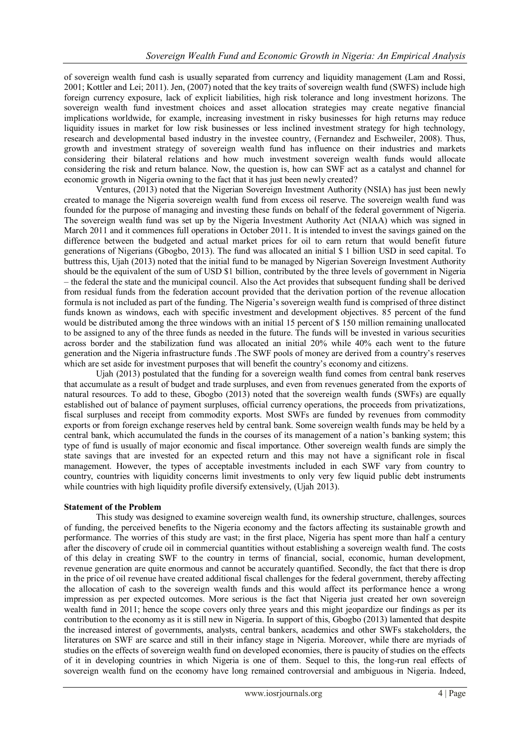of sovereign wealth fund cash is usually separated from currency and liquidity management (Lam and Rossi, 2001; Kottler and Lei; 2011). Jen, (2007) noted that the key traits of sovereign wealth fund (SWFS) include high foreign currency exposure, lack of explicit liabilities, high risk tolerance and long investment horizons. The sovereign wealth fund investment choices and asset allocation strategies may create negative financial implications worldwide, for example, increasing investment in risky businesses for high returns may reduce liquidity issues in market for low risk businesses or less inclined investment strategy for high technology, research and developmental based industry in the investee country, (Fernandez and Eschweiler, 2008). Thus, growth and investment strategy of sovereign wealth fund has influence on their industries and markets considering their bilateral relations and how much investment sovereign wealth funds would allocate considering the risk and return balance. Now, the question is, how can SWF act as a catalyst and channel for economic growth in Nigeria owning to the fact that it has just been newly created?

Ventures, (2013) noted that the Nigerian Sovereign Investment Authority (NSIA) has just been newly created to manage the Nigeria sovereign wealth fund from excess oil reserve. The sovereign wealth fund was founded for the purpose of managing and investing these funds on behalf of the federal government of Nigeria. The sovereign wealth fund was set up by the Nigeria Investment Authority Act (NIAA) which was signed in March 2011 and it commences full operations in October 2011. It is intended to invest the savings gained on the difference between the budgeted and actual market prices for oil to earn return that would benefit future generations of Nigerians (Gbogbo, 2013). The fund was allocated an initial \$ 1 billion USD in seed capital. To buttress this, Ujah (2013) noted that the initial fund to be managed by Nigerian Sovereign Investment Authority should be the equivalent of the sum of USD \$1 billion, contributed by the three levels of government in Nigeria – the federal the state and the municipal council. Also the Act provides that subsequent funding shall be derived from residual funds from the federation account provided that the derivation portion of the revenue allocation formula is not included as part of the funding. The Nigeria's sovereign wealth fund is comprised of three distinct funds known as windows, each with specific investment and development objectives. 85 percent of the fund would be distributed among the three windows with an initial 15 percent of \$ 150 million remaining unallocated to be assigned to any of the three funds as needed in the future. The funds will be invested in various securities across border and the stabilization fund was allocated an initial 20% while 40% each went to the future generation and the Nigeria infrastructure funds .The SWF pools of money are derived from a country's reserves which are set aside for investment purposes that will benefit the country's economy and citizens.

Ujah (2013) postulated that the funding for a sovereign wealth fund comes from central bank reserves that accumulate as a result of budget and trade surpluses, and even from revenues generated from the exports of natural resources. To add to these, Gbogbo (2013) noted that the sovereign wealth funds (SWFs) are equally established out of balance of payment surpluses, official currency operations, the proceeds from privatizations, fiscal surpluses and receipt from commodity exports. Most SWFs are funded by revenues from commodity exports or from foreign exchange reserves held by central bank. Some sovereign wealth funds may be held by a central bank, which accumulated the funds in the courses of its management of a nation's banking system; this type of fund is usually of major economic and fiscal importance. Other sovereign wealth funds are simply the state savings that are invested for an expected return and this may not have a significant role in fiscal management. However, the types of acceptable investments included in each SWF vary from country to country, countries with liquidity concerns limit investments to only very few liquid public debt instruments while countries with high liquidity profile diversify extensively, (Ujah 2013).

**Statement of the Problem**

This study was designed to examine sovereign wealth fund, its ownership structure, challenges, sources of funding, the perceived benefits to the Nigeria economy and the factors affecting its sustainable growth and performance. The worries of this study are vast; in the first place, Nigeria has spent more than half a century after the discovery of crude oil in commercial quantities without establishing a sovereign wealth fund. The costs of this delay in creating SWF to the country in terms of financial, social, economic, human development, revenue generation are quite enormous and cannot be accurately quantified. Secondly, the fact that there is drop in the price of oil revenue have created additional fiscal challenges for the federal government, thereby affecting the allocation of cash to the sovereign wealth funds and this would affect its performance hence a wrong impression as per expected outcomes. More serious is the fact that Nigeria just created her own sovereign wealth fund in 2011; hence the scope covers only three years and this might jeopardize our findings as per its contribution to the economy as it is still new in Nigeria. In support of this, Gbogbo (2013) lamented that despite the increased interest of governments, analysts, central bankers, academics and other SWFs stakeholders, the literatures on SWF are scarce and still in their infancy stage in Nigeria. Moreover, while there are myriads of studies on the effects of sovereign wealth fund on developed economies, there is paucity of studies on the effects of it in developing countries in which Nigeria is one of them. Sequel to this, the long-run real effects of sovereign wealth fund on the economy have long remained controversial and ambiguous in Nigeria. Indeed,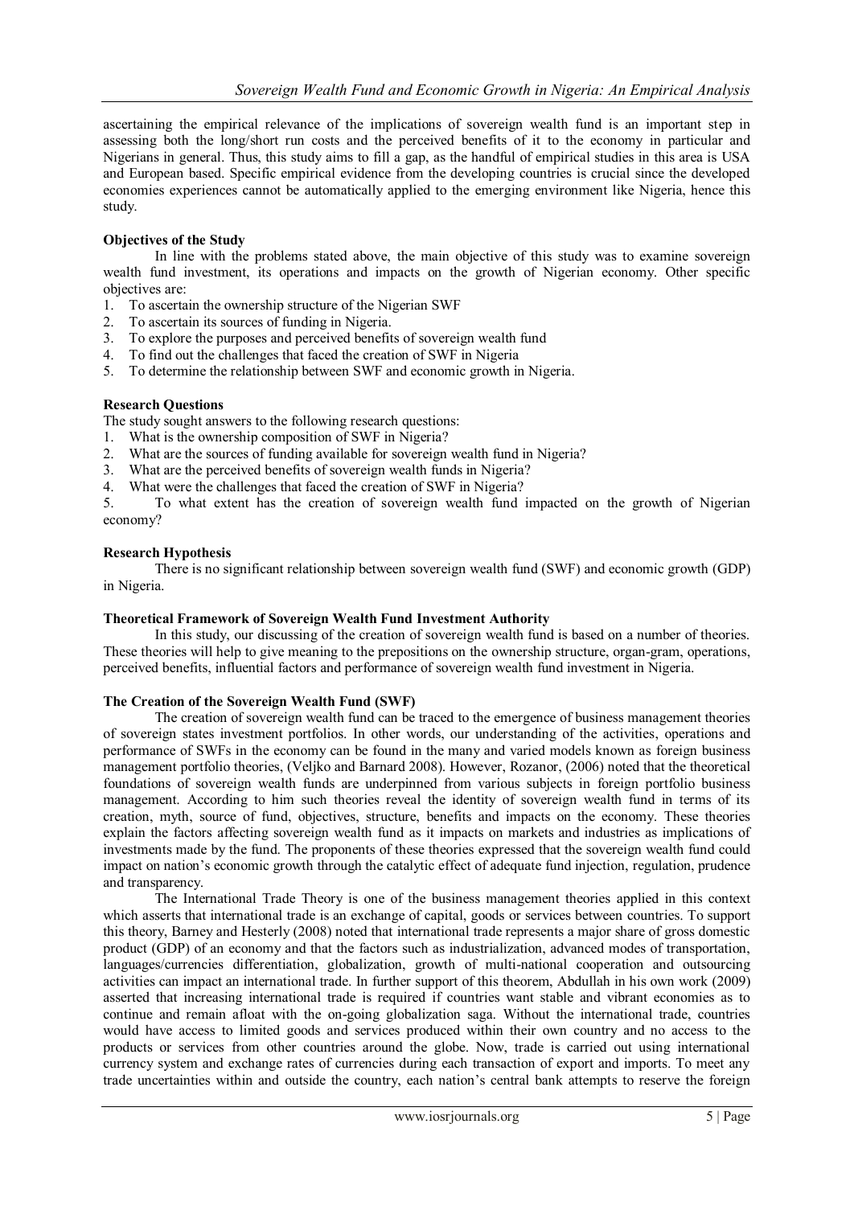ascertaining the empirical relevance of the implications of sovereign wealth fund is an important step in assessing both the long/short run costs and the perceived benefits of it to the economy in particular and Nigerians in general. Thus, this study aims to fill a gap, as the handful of empirical studies in this area is USA and European based. Specific empirical evidence from the developing countries is crucial since the developed economies experiences cannot be automatically applied to the emerging environment like Nigeria, hence this study.

**Objectives of the Study**

In line with the problems stated above, the main objective of this study was to examine sovereign wealth fund investment, its operations and impacts on the growth of Nigerian economy. Other specific objectives are:

1. To ascertain the ownership structure of the Nigerian SWF
2. To ascertain its sources of funding in Nigeria.
3. To explore the purposes and perceived benefits of sovereign wealth fund
4. To find out the challenges that faced the creation of SWF in Nigeria
5. To determine the relationship between SWF and economic growth in Nigeria.

**Research Questions**

The study sought answers to the following research questions:

1. What is the ownership composition of SWF in Nigeria?
2. What are the sources of funding available for sovereign wealth fund in Nigeria?
3. What are the perceived benefits of sovereign wealth funds in Nigeria?
4. What were the challenges that faced the creation of SWF in Nigeria?
5. To what extent has the creation of sovereign wealth fund impacted on the growth of Nigerian economy?

**Research Hypothesis**

There is no significant relationship between sovereign wealth fund (SWF) and economic growth (GDP) in Nigeria.

**Theoretical Framework of Sovereign Wealth Fund Investment Authority**

In this study, our discussing of the creation of sovereign wealth fund is based on a number of theories. These theories will help to give meaning to the prepositions on the ownership structure, organ-gram, operations, perceived benefits, influential factors and performance of sovereign wealth fund investment in Nigeria.

**The Creation of the Sovereign Wealth Fund (SWF)**

The creation of sovereign wealth fund can be traced to the emergence of business management theories of sovereign states investment portfolios. In other words, our understanding of the activities, operations and performance of SWFs in the economy can be found in the many and varied models known as foreign business management portfolio theories, (Veljko and Barnard 2008). However, Rozanor, (2006) noted that the theoretical foundations of sovereign wealth funds are underpinned from various subjects in foreign portfolio business management. According to him such theories reveal the identity of sovereign wealth fund in terms of its creation, myth, source of fund, objectives, structure, benefits and impacts on the economy. These theories explain the factors affecting sovereign wealth fund as it impacts on markets and industries as implications of investments made by the fund. The proponents of these theories expressed that the sovereign wealth fund could impact on nation's economic growth through the catalytic effect of adequate fund injection, regulation, prudence and transparency.

The International Trade Theory is one of the business management theories applied in this context which asserts that international trade is an exchange of capital, goods or services between countries. To support this theory, Barney and Hesterly (2008) noted that international trade represents a major share of gross domestic product (GDP) of an economy and that the factors such as industrialization, advanced modes of transportation, languages/currencies differentiation, globalization, growth of multi-national cooperation and outsourcing activities can impact an international trade. In further support of this theorem, Abdullah in his own work (2009) asserted that increasing international trade is required if countries want stable and vibrant economies as to continue and remain afloat with the on-going globalization saga. Without the international trade, countries would have access to limited goods and services produced within their own country and no access to the products or services from other countries around the globe. Now, trade is carried out using international currency system and exchange rates of currencies during each transaction of export and imports. To meet any trade uncertainties within and outside the country, each nation's central bank attempts to reserve the foreign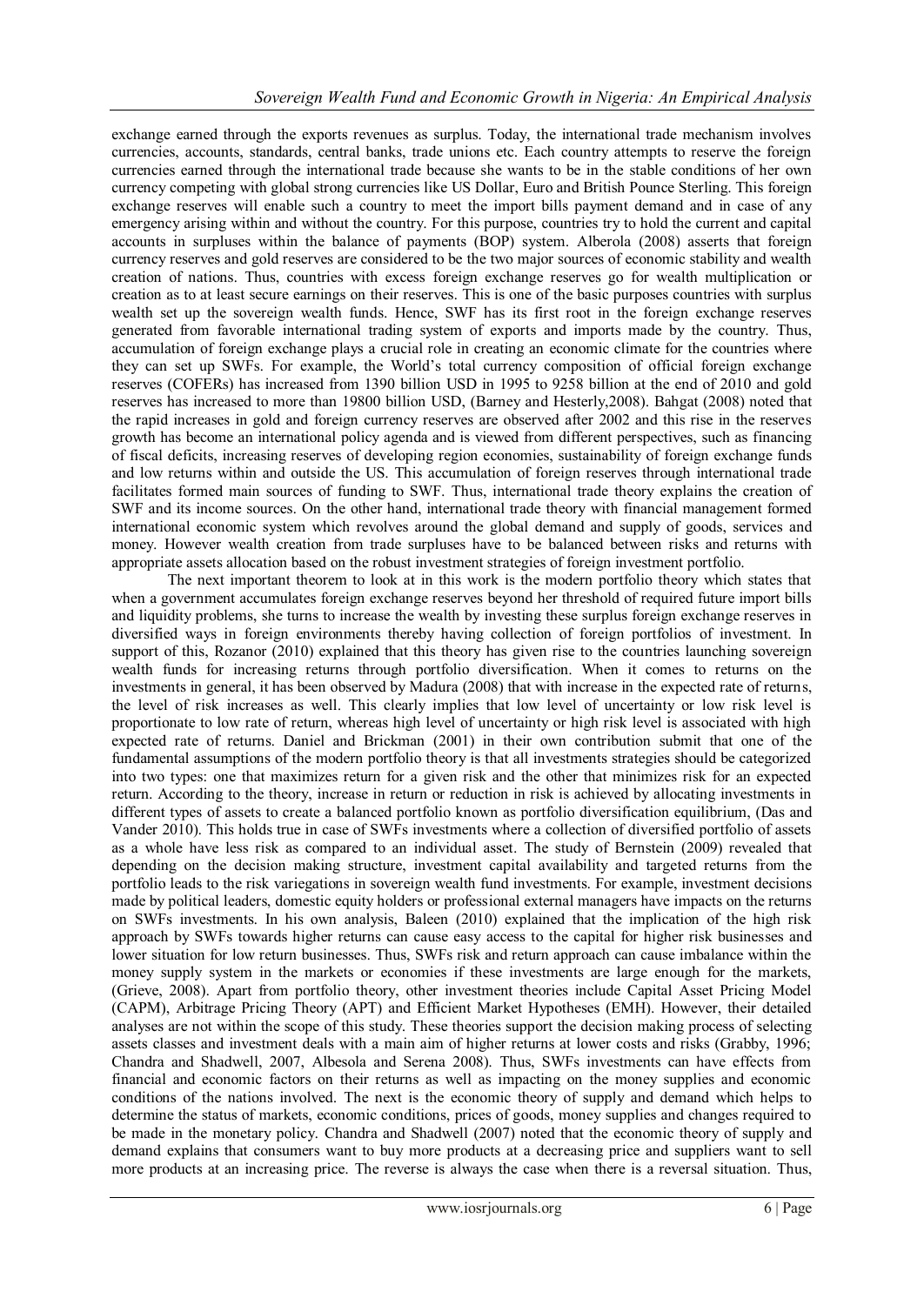exchange earned through the exports revenues as surplus. Today, the international trade mechanism involves currencies, accounts, standards, central banks, trade unions etc. Each country attempts to reserve the foreign currencies earned through the international trade because she wants to be in the stable conditions of her own currency competing with global strong currencies like US Dollar, Euro and British Pounce Sterling. This foreign exchange reserves will enable such a country to meet the import bills payment demand and in case of any emergency arising within and without the country. For this purpose, countries try to hold the current and capital accounts in surpluses within the balance of payments (BOP) system. Alberola (2008) asserts that foreign currency reserves and gold reserves are considered to be the two major sources of economic stability and wealth creation of nations. Thus, countries with excess foreign exchange reserves go for wealth multiplication or creation as to at least secure earnings on their reserves. This is one of the basic purposes countries with surplus wealth set up the sovereign wealth funds. Hence, SWF has its first root in the foreign exchange reserves generated from favorable international trading system of exports and imports made by the country. Thus, accumulation of foreign exchange plays a crucial role in creating an economic climate for the countries where they can set up SWFs. For example, the World's total currency composition of official foreign exchange reserves (COFERs) has increased from 1390 billion USD in 1995 to 9258 billion at the end of 2010 and gold reserves has increased to more than 19800 billion USD, (Barney and Hesterly,2008). Bahgat (2008) noted that the rapid increases in gold and foreign currency reserves are observed after 2002 and this rise in the reserves growth has become an international policy agenda and is viewed from different perspectives, such as financing of fiscal deficits, increasing reserves of developing region economies, sustainability of foreign exchange funds and low returns within and outside the US. This accumulation of foreign reserves through international trade facilitates formed main sources of funding to SWF. Thus, international trade theory explains the creation of SWF and its income sources. On the other hand, international trade theory with financial management formed international economic system which revolves around the global demand and supply of goods, services and money. However wealth creation from trade surpluses have to be balanced between risks and returns with appropriate assets allocation based on the robust investment strategies of foreign investment portfolio.

The next important theorem to look at in this work is the modern portfolio theory which states that when a government accumulates foreign exchange reserves beyond her threshold of required future import bills and liquidity problems, she turns to increase the wealth by investing these surplus foreign exchange reserves in diversified ways in foreign environments thereby having collection of foreign portfolios of investment. In support of this, Rozanor (2010) explained that this theory has given rise to the countries launching sovereign wealth funds for increasing returns through portfolio diversification. When it comes to returns on the investments in general, it has been observed by Madura (2008) that with increase in the expected rate of returns, the level of risk increases as well. This clearly implies that low level of uncertainty or low risk level is proportionate to low rate of return, whereas high level of uncertainty or high risk level is associated with high expected rate of returns. Daniel and Brickman (2001) in their own contribution submit that one of the fundamental assumptions of the modern portfolio theory is that all investments strategies should be categorized into two types: one that maximizes return for a given risk and the other that minimizes risk for an expected return. According to the theory, increase in return or reduction in risk is achieved by allocating investments in different types of assets to create a balanced portfolio known as portfolio diversification equilibrium, (Das and Vander 2010). This holds true in case of SWFs investments where a collection of diversified portfolio of assets as a whole have less risk as compared to an individual asset. The study of Bernstein (2009) revealed that depending on the decision making structure, investment capital availability and targeted returns from the portfolio leads to the risk variegations in sovereign wealth fund investments. For example, investment decisions made by political leaders, domestic equity holders or professional external managers have impacts on the returns on SWFs investments. In his own analysis, Baleen (2010) explained that the implication of the high risk approach by SWFs towards higher returns can cause easy access to the capital for higher risk businesses and lower situation for low return businesses. Thus, SWFs risk and return approach can cause imbalance within the money supply system in the markets or economies if these investments are large enough for the markets, (Grieve, 2008). Apart from portfolio theory, other investment theories include Capital Asset Pricing Model (CAPM), Arbitrage Pricing Theory (APT) and Efficient Market Hypotheses (EMH). However, their detailed analyses are not within the scope of this study. These theories support the decision making process of selecting assets classes and investment deals with a main aim of higher returns at lower costs and risks (Grabby, 1996; Chandra and Shadwell, 2007, Albesola and Serena 2008). Thus, SWFs investments can have effects from financial and economic factors on their returns as well as impacting on the money supplies and economic conditions of the nations involved. The next is the economic theory of supply and demand which helps to determine the status of markets, economic conditions, prices of goods, money supplies and changes required to be made in the monetary policy. Chandra and Shadwell (2007) noted that the economic theory of supply and demand explains that consumers want to buy more products at a decreasing price and suppliers want to sell more products at an increasing price. The reverse is always the case when there is a reversal situation. Thus,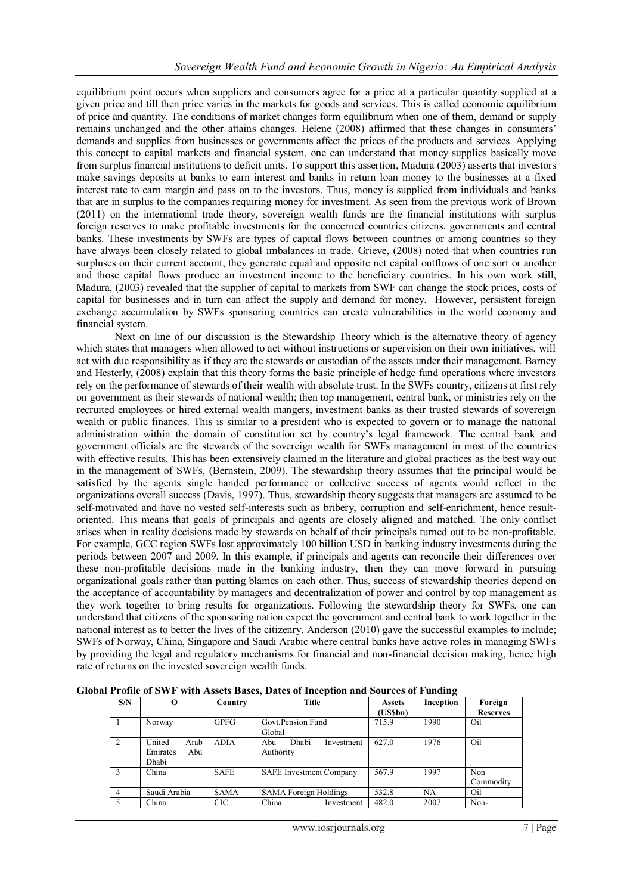equilibrium point occurs when suppliers and consumers agree for a price at a particular quantity supplied at a given price and till then price varies in the markets for goods and services. This is called economic equilibrium of price and quantity. The conditions of market changes form equilibrium when one of them, demand or supply remains unchanged and the other attains changes. Helene (2008) affirmed that these changes in consumers' demands and supplies from businesses or governments affect the prices of the products and services. Applying this concept to capital markets and financial system, one can understand that money supplies basically move from surplus financial institutions to deficit units. To support this assertion, Madura (2003) asserts that investors make savings deposits at banks to earn interest and banks in return loan money to the businesses at a fixed interest rate to earn margin and pass on to the investors. Thus, money is supplied from individuals and banks that are in surplus to the companies requiring money for investment. As seen from the previous work of Brown (2011) on the international trade theory, sovereign wealth funds are the financial institutions with surplus foreign reserves to make profitable investments for the concerned countries citizens, governments and central banks. These investments by SWFs are types of capital flows between countries or among countries so they have always been closely related to global imbalances in trade. Grieve, (2008) noted that when countries run surpluses on their current account, they generate equal and opposite net capital outflows of one sort or another and those capital flows produce an investment income to the beneficiary countries. In his own work still, Madura, (2003) revealed that the supplier of capital to markets from SWF can change the stock prices, costs of capital for businesses and in turn can affect the supply and demand for money. However, persistent foreign exchange accumulation by SWFs sponsoring countries can create vulnerabilities in the world economy and financial system.

Next on line of our discussion is the Stewardship Theory which is the alternative theory of agency which states that managers when allowed to act without instructions or supervision on their own initiatives, will act with due responsibility as if they are the stewards or custodian of the assets under their management. Barney and Hesterly, (2008) explain that this theory forms the basic principle of hedge fund operations where investors rely on the performance of stewards of their wealth with absolute trust. In the SWFs country, citizens at first rely on government as their stewards of national wealth; then top management, central bank, or ministries rely on the recruited employees or hired external wealth mangers, investment banks as their trusted stewards of sovereign wealth or public finances. This is similar to a president who is expected to govern or to manage the national administration within the domain of constitution set by country's legal framework. The central bank and government officials are the stewards of the sovereign wealth for SWFs management in most of the countries with effective results. This has been extensively claimed in the literature and global practices as the best way out in the management of SWFs, (Bernstein, 2009). The stewardship theory assumes that the principal would be satisfied by the agents single handed performance or collective success of agents would reflect in the organizations overall success (Davis, 1997). Thus, stewardship theory suggests that managers are assumed to be self-motivated and have no vested self-interests such as bribery, corruption and self-enrichment, hence result-oriented. This means that goals of principals and agents are closely aligned and matched. The only conflict arises when in reality decisions made by stewards on behalf of their principals turned out to be non-profitable. For example, GCC region SWFs lost approximately 100 billion USD in banking industry investments during the periods between 2007 and 2009. In this example, if principals and agents can reconcile their differences over these non-profitable decisions made in the banking industry, then they can move forward in pursuing organizational goals rather than putting blames on each other. Thus, success of stewardship theories depend on the acceptance of accountability by managers and decentralization of power and control by top management as they work together to bring results for organizations. Following the stewardship theory for SWFs, one can understand that citizens of the sponsoring nation expect the government and central bank to work together in the national interest as to better the lives of the citizenry. Anderson (2010) gave the successful examples to include; SWFs of Norway, China, Singapore and Saudi Arabic where central banks have active roles in managing SWFs by providing the legal and regulatory mechanisms for financial and non-financial decision making, hence high rate of returns on the invested sovereign wealth funds.

**Global Profile of SWF with Assets Bases, Dates of Inception and Sources of Funding**

| S/N | O | Country | Title | Assets (US$bn) | Inception | Foreign Reserves |
|---|---|---|---|---|---|---|
| 1 | Norway | GPFG | Govt.Pension Fund Global | 715.9 | 1990 | Oil |
| 2 | United Arab Emirates Abu Dhabi | ADIA | Abu Dhabi Investment Authority | 627.0 | 1976 | Oil |
| 3 | China | SAFE | SAFE Investment Company | 567.9 | 1997 | Non Commodity |
| 4 | Saudi Arabia | SAMA | SAMA Foreign Holdings | 532.8 | NA | Oil |
| 5 | China | CIC | China Investment | 482.0 | 2007 | Non- |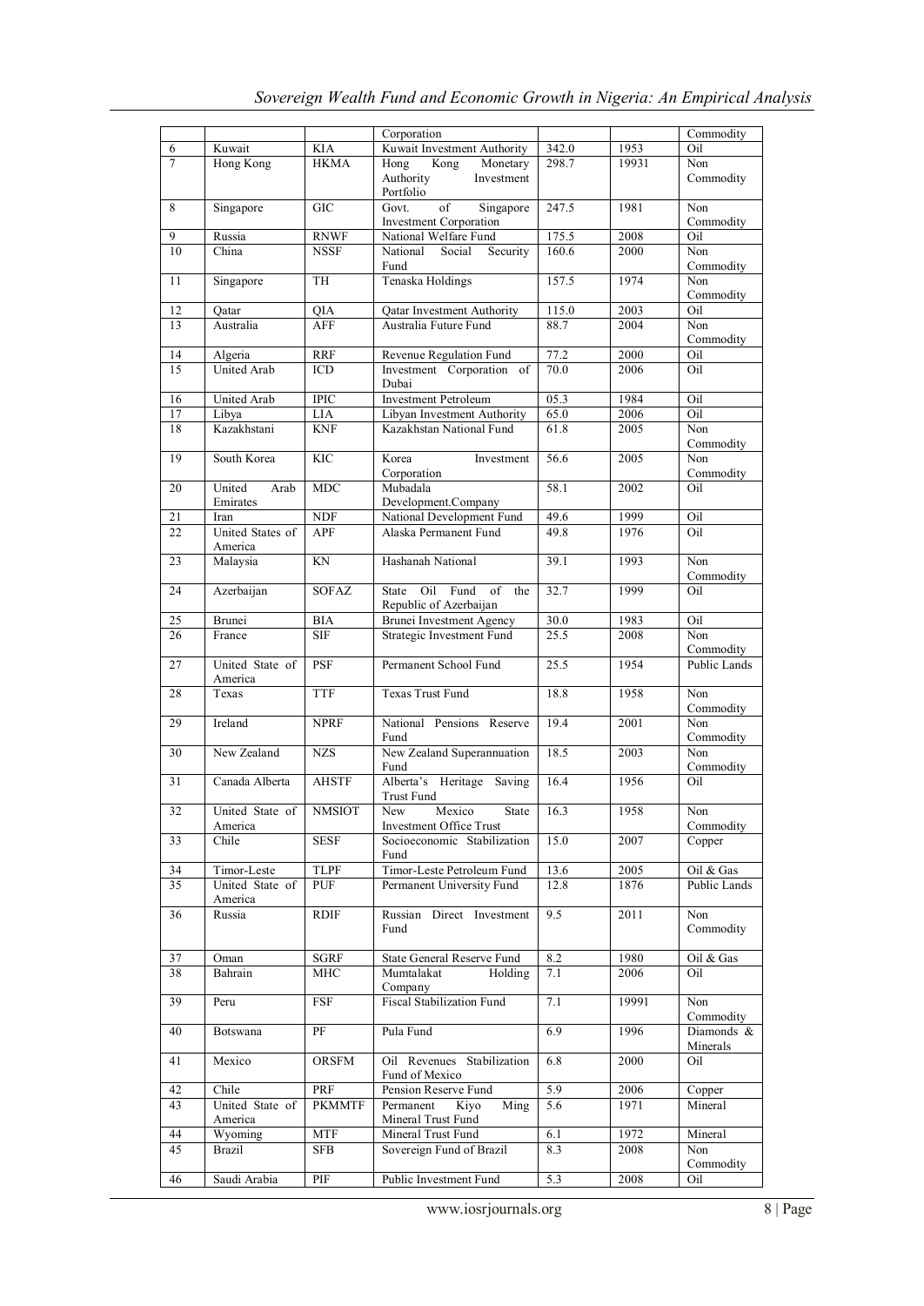|  |  |  | Corporation |  |  | Commodity |
|---|---|---|---|---|---|---|
| 6 | Kuwait | KIA | Kuwait Investment Authority | 342.0 | 1953 | Oil |
| 7 | Hong Kong | HKMA | Hong Kong Monetary Authority Investment Portfolio | 298.7 | 19931 | Non Commodity |
| 8 | Singapore | GIC | Govt. of Singapore Investment Corporation | 247.5 | 1981 | Non Commodity |
| 9 | Russia | RNWF | National Welfare Fund | 175.5 | 2008 | Oil |
| 10 | China | NSSF | National Social Security Fund | 160.6 | 2000 | Non Commodity |
| 11 | Singapore | TH | Tenaska Holdings | 157.5 | 1974 | Non Commodity |
| 12 | Qatar | QIA | Qatar Investment Authority | 115.0 | 2003 | Oil |
| 13 | Australia | AFF | Australia Future Fund | 88.7 | 2004 | Non Commodity |
| 14 | Algeria | RRF | Revenue Regulation Fund | 77.2 | 2000 | Oil |
| 15 | United Arab | ICD | Investment Corporation of Dubai | 70.0 | 2006 | Oil |
| 16 | United Arab | IPIC | Investment Petroleum | 05.3 | 1984 | Oil |
| 17 | Libya | LIA | Libyan Investment Authority | 65.0 | 2006 | Oil |
| 18 | Kazakhstani | KNF | Kazakhstan National Fund | 61.8 | 2005 | Non Commodity |
| 19 | South Korea | KIC | Korea Investment Corporation | 56.6 | 2005 | Non Commodity |
| 20 | United Arab Emirates | MDC | Mubadala Development.Company | 58.1 | 2002 | Oil |
| 21 | Iran | NDF | National Development Fund | 49.6 | 1999 | Oil |
| 22 | United States of America | APF | Alaska Permanent Fund | 49.8 | 1976 | Oil |
| 23 | Malaysia | KN | Hashanah National | 39.1 | 1993 | Non Commodity |
| 24 | Azerbaijan | SOFAZ | State Oil Fund of the Republic of Azerbaijan | 32.7 | 1999 | Oil |
| 25 | Brunei | BIA | Brunei Investment Agency | 30.0 | 1983 | Oil |
| 26 | France | SIF | Strategic Investment Fund | 25.5 | 2008 | Non Commodity |
| 27 | United State of America | PSF | Permanent School Fund | 25.5 | 1954 | Public Lands |
| 28 | Texas | TTF | Texas Trust Fund | 18.8 | 1958 | Non Commodity |
| 29 | Ireland | NPRF | National Pensions Reserve Fund | 19.4 | 2001 | Non Commodity |
| 30 | New Zealand | NZS | New Zealand Superannuation Fund | 18.5 | 2003 | Non Commodity |
| 31 | Canada Alberta | AHSTF | Alberta's Heritage Saving Trust Fund | 16.4 | 1956 | Oil |
| 32 | United State of America | NMSIOT | New Mexico State Investment Office Trust | 16.3 | 1958 | Non Commodity |
| 33 | Chile | SESF | Socioeconomic Stabilization Fund | 15.0 | 2007 | Copper |
| 34 | Timor-Leste | TLPF | Timor-Leste Petroleum Fund | 13.6 | 2005 | Oil & Gas |
| 35 | United State of America | PUF | Permanent University Fund | 12.8 | 1876 | Public Lands |
| 36 | Russia | RDIF | Russian Direct Investment Fund | 9.5 | 2011 | Non Commodity |
| 37 | Oman | SGRF | State General Reserve Fund | 8.2 | 1980 | Oil & Gas |
| 38 | Bahrain | MHC | Mumtalakat Holding Company | 7.1 | 2006 | Oil |
| 39 | Peru | FSF | Fiscal Stabilization Fund | 7.1 | 19991 | Non Commodity |
| 40 | Botswana | PF | Pula Fund | 6.9 | 1996 | Diamonds & Minerals |
| 41 | Mexico | ORSFM | Oil Revenues Stabilization Fund of Mexico | 6.8 | 2000 | Oil |
| 42 | Chile | PRF | Pension Reserve Fund | 5.9 | 2006 | Copper |
| 43 | United State of America | PKMMTF | Permanent Kiyo Ming Mineral Trust Fund | 5.6 | 1971 | Mineral |
| 44 | Wyoming | MTF | Mineral Trust Fund | 6.1 | 1972 | Mineral |
| 45 | Brazil | SFB | Sovereign Fund of Brazil | 8.3 | 2008 | Non Commodity |
| 46 | Saudi Arabia | PIF | Public Investment Fund | 5.3 | 2008 | Oil |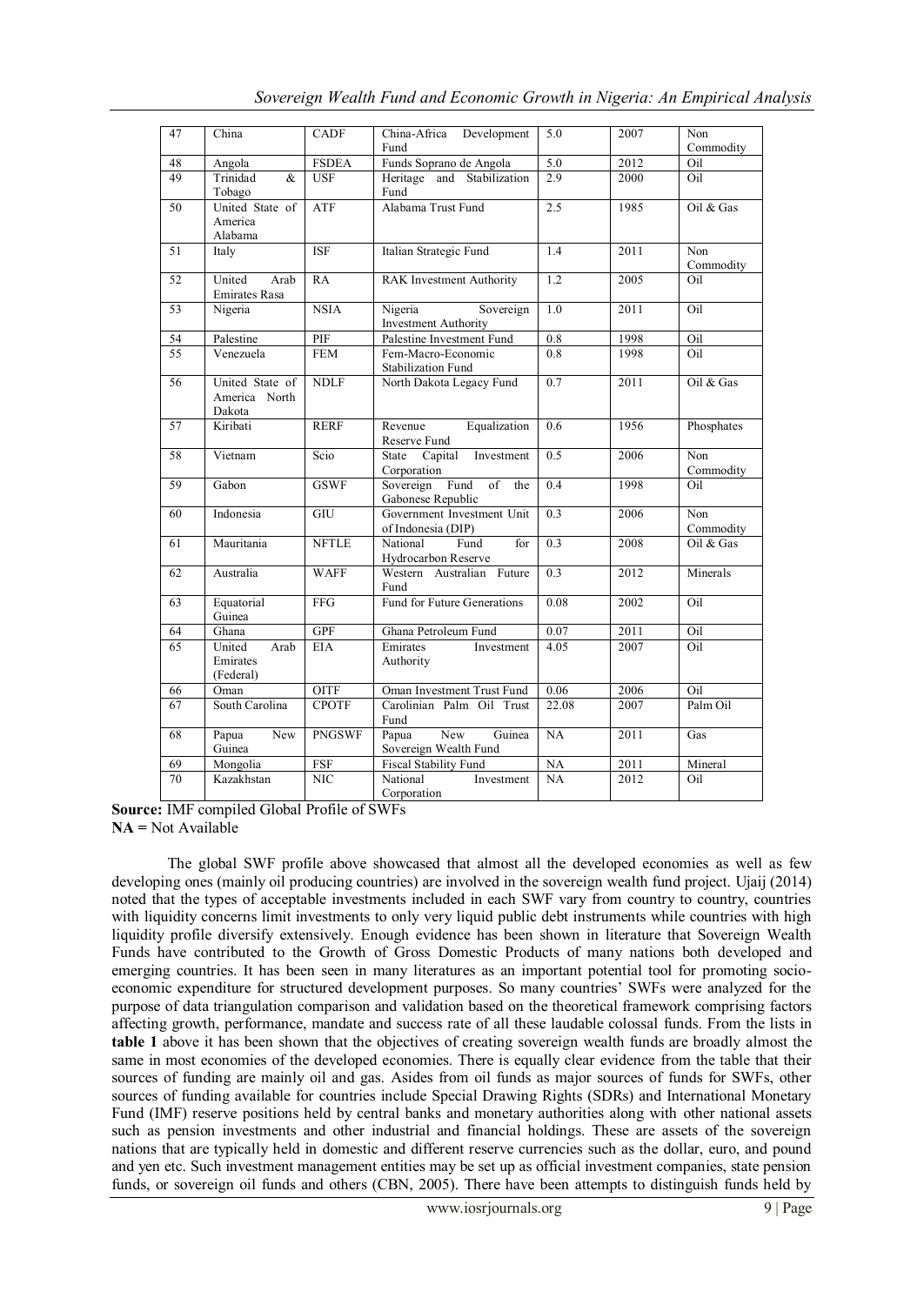| 47 | China | CADF | China-Africa Development Fund | 5.0 | 2007 | Non Commodity |
|---|---|---|---|---|---|---|
| 48 | Angola | FSDEA | Funds Soprano de Angola | 5.0 | 2012 | Oil |
| 49 | Trinidad & Tobago | USF | Heritage and Stabilization Fund | 2.9 | 2000 | Oil |
| 50 | United State of America Alabama | ATF | Alabama Trust Fund | 2.5 | 1985 | Oil & Gas |
| 51 | Italy | ISF | Italian Strategic Fund | 1.4 | 2011 | Non Commodity |
| 52 | United Arab Emirates Rasa | RA | RAK Investment Authority | 1.2 | 2005 | Oil |
| 53 | Nigeria | NSIA | Nigeria Sovereign Investment Authority | 1.0 | 2011 | Oil |
| 54 | Palestine | PIF | Palestine Investment Fund | 0.8 | 1998 | Oil |
| 55 | Venezuela | FEM | Fem-Macro-Economic Stabilization Fund | 0.8 | 1998 | Oil |
| 56 | United State of America North Dakota | NDLF | North Dakota Legacy Fund | 0.7 | 2011 | Oil & Gas |
| 57 | Kiribati | RERF | Revenue Equalization Reserve Fund | 0.6 | 1956 | Phosphates |
| 58 | Vietnam | Scio | State Capital Investment Corporation | 0.5 | 2006 | Non Commodity |
| 59 | Gabon | GSWF | Sovereign Fund of the Gabonese Republic | 0.4 | 1998 | Oil |
| 60 | Indonesia | GIU | Government Investment Unit of Indonesia (DIP) | 0.3 | 2006 | Non Commodity |
| 61 | Mauritania | NFTLE | National Fund for Hydrocarbon Reserve | 0.3 | 2008 | Oil & Gas |
| 62 | Australia | WAFF | Western Australian Future Fund | 0.3 | 2012 | Minerals |
| 63 | Equatorial Guinea | FFG | Fund for Future Generations | 0.08 | 2002 | Oil |
| 64 | Ghana | GPF | Ghana Petroleum Fund | 0.07 | 2011 | Oil |
| 65 | United Arab Emirates (Federal) | EIA | Emirates Investment Authority | 4.05 | 2007 | Oil |
| 66 | Oman | OITF | Oman Investment Trust Fund | 0.06 | 2006 | Oil |
| 67 | South Carolina | CPOTF | Carolinian Palm Oil Trust Fund | 22.08 | 2007 | Palm Oil |
| 68 | Papua New Guinea | PNGSWF | Papua New Guinea Sovereign Wealth Fund | NA | 2011 | Gas |
| 69 | Mongolia | FSF | Fiscal Stability Fund | NA | 2011 | Mineral |
| 70 | Kazakhstan | NIC | National Investment Corporation | NA | 2012 | Oil |

**Source:** IMF compiled Global Profile of SWFs
**NA =** Not Available

The global SWF profile above showcased that almost all the developed economies as well as few developing ones (mainly oil producing countries) are involved in the sovereign wealth fund project. Ujaij (2014) noted that the types of acceptable investments included in each SWF vary from country to country, countries with liquidity concerns limit investments to only very liquid public debt instruments while countries with high liquidity profile diversify extensively. Enough evidence has been shown in literature that Sovereign Wealth Funds have contributed to the Growth of Gross Domestic Products of many nations both developed and emerging countries. It has been seen in many literatures as an important potential tool for promoting socio-economic expenditure for structured development purposes. So many countries' SWFs were analyzed for the purpose of data triangulation comparison and validation based on the theoretical framework comprising factors affecting growth, performance, mandate and success rate of all these laudable colossal funds. From the lists in **table 1** above it has been shown that the objectives of creating sovereign wealth funds are broadly almost the same in most economies of the developed economies. There is equally clear evidence from the table that their sources of funding are mainly oil and gas. Asides from oil funds as major sources of funds for SWFs, other sources of funding available for countries include Special Drawing Rights (SDRs) and International Monetary Fund (IMF) reserve positions held by central banks and monetary authorities along with other national assets such as pension investments and other industrial and financial holdings. These are assets of the sovereign nations that are typically held in domestic and different reserve currencies such as the dollar, euro, and pound and yen etc. Such investment management entities may be set up as official investment companies, state pension funds, or sovereign oil funds and others (CBN, 2005). There have been attempts to distinguish funds held by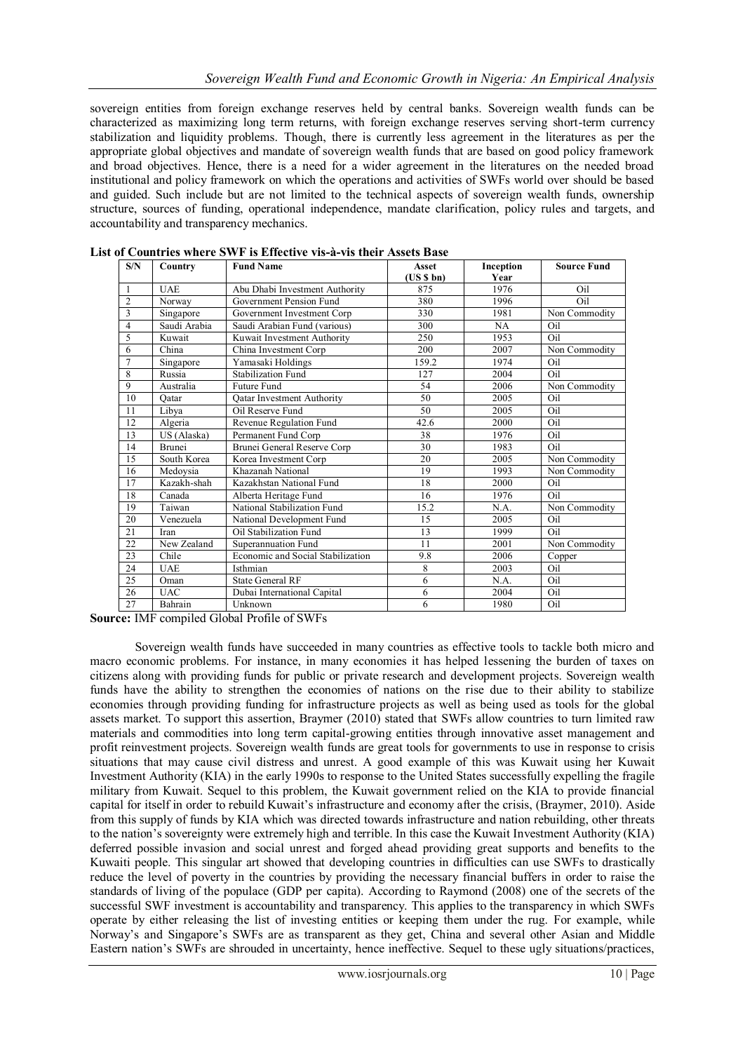sovereign entities from foreign exchange reserves held by central banks. Sovereign wealth funds can be characterized as maximizing long term returns, with foreign exchange reserves serving short-term currency stabilization and liquidity problems. Though, there is currently less agreement in the literatures as per the appropriate global objectives and mandate of sovereign wealth funds that are based on good policy framework and broad objectives. Hence, there is a need for a wider agreement in the literatures on the needed broad institutional and policy framework on which the operations and activities of SWFs world over should be based and guided. Such include but are not limited to the technical aspects of sovereign wealth funds, ownership structure, sources of funding, operational independence, mandate clarification, policy rules and targets, and accountability and transparency mechanics.

**List of Countries where SWF is Effective vis-à-vis their Assets Base**

| S/N | Country | Fund Name | Asset (US $ bn) | Inception Year | Source Fund |
|---|---|---|---|---|---|
| 1 | UAE | Abu Dhabi Investment Authority | 875 | 1976 | Oil |
| 2 | Norway | Government Pension Fund | 380 | 1996 | Oil |
| 3 | Singapore | Government Investment Corp | 330 | 1981 | Non Commodity |
| 4 | Saudi Arabia | Saudi Arabian Fund (various) | 300 | NA | Oil |
| 5 | Kuwait | Kuwait Investment Authority | 250 | 1953 | Oil |
| 6 | China | China Investment Corp | 200 | 2007 | Non Commodity |
| 7 | Singapore | Yamasaki Holdings | 159.2 | 1974 | Oil |
| 8 | Russia | Stabilization Fund | 127 | 2004 | Oil |
| 9 | Australia | Future Fund | 54 | 2006 | Non Commodity |
| 10 | Qatar | Qatar Investment Authority | 50 | 2005 | Oil |
| 11 | Libya | Oil Reserve Fund | 50 | 2005 | Oil |
| 12 | Algeria | Revenue Regulation Fund | 42.6 | 2000 | Oil |
| 13 | US (Alaska) | Permanent Fund Corp | 38 | 1976 | Oil |
| 14 | Brunei | Brunei General Reserve Corp | 30 | 1983 | Oil |
| 15 | South Korea | Korea Investment Corp | 20 | 2005 | Non Commodity |
| 16 | Medoysia | Khazanah National | 19 | 1993 | Non Commodity |
| 17 | Kazakh-shah | Kazakhstan National Fund | 18 | 2000 | Oil |
| 18 | Canada | Alberta Heritage Fund | 16 | 1976 | Oil |
| 19 | Taiwan | National Stabilization Fund | 15.2 | N.A. | Non Commodity |
| 20 | Venezuela | National Development Fund | 15 | 2005 | Oil |
| 21 | Iran | Oil Stabilization Fund | 13 | 1999 | Oil |
| 22 | New Zealand | Superannuation Fund | 11 | 2001 | Non Commodity |
| 23 | Chile | Economic and Social Stabilization | 9.8 | 2006 | Copper |
| 24 | UAE | Isthmian | 8 | 2003 | Oil |
| 25 | Oman | State General RF | 6 | N.A. | Oil |
| 26 | UAC | Dubai International Capital | 6 | 2004 | Oil |
| 27 | Bahrain | Unknown | 6 | 1980 | Oil |

**Source:** IMF compiled Global Profile of SWFs

Sovereign wealth funds have succeeded in many countries as effective tools to tackle both micro and macro economic problems. For instance, in many economies it has helped lessening the burden of taxes on citizens along with providing funds for public or private research and development projects. Sovereign wealth funds have the ability to strengthen the economies of nations on the rise due to their ability to stabilize economies through providing funding for infrastructure projects as well as being used as tools for the global assets market. To support this assertion, Braymer (2010) stated that SWFs allow countries to turn limited raw materials and commodities into long term capital-growing entities through innovative asset management and profit reinvestment projects. Sovereign wealth funds are great tools for governments to use in response to crisis situations that may cause civil distress and unrest. A good example of this was Kuwait using her Kuwait Investment Authority (KIA) in the early 1990s to response to the United States successfully expelling the fragile military from Kuwait. Sequel to this problem, the Kuwait government relied on the KIA to provide financial capital for itself in order to rebuild Kuwait's infrastructure and economy after the crisis, (Braymer, 2010). Aside from this supply of funds by KIA which was directed towards infrastructure and nation rebuilding, other threats to the nation's sovereignty were extremely high and terrible. In this case the Kuwait Investment Authority (KIA) deferred possible invasion and social unrest and forged ahead providing great supports and benefits to the Kuwaiti people. This singular art showed that developing countries in difficulties can use SWFs to drastically reduce the level of poverty in the countries by providing the necessary financial buffers in order to raise the standards of living of the populace (GDP per capita). According to Raymond (2008) one of the secrets of the successful SWF investment is accountability and transparency. This applies to the transparency in which SWFs operate by either releasing the list of investing entities or keeping them under the rug. For example, while Norway's and Singapore's SWFs are as transparent as they get, China and several other Asian and Middle Eastern nation's SWFs are shrouded in uncertainty, hence ineffective. Sequel to these ugly situations/practices,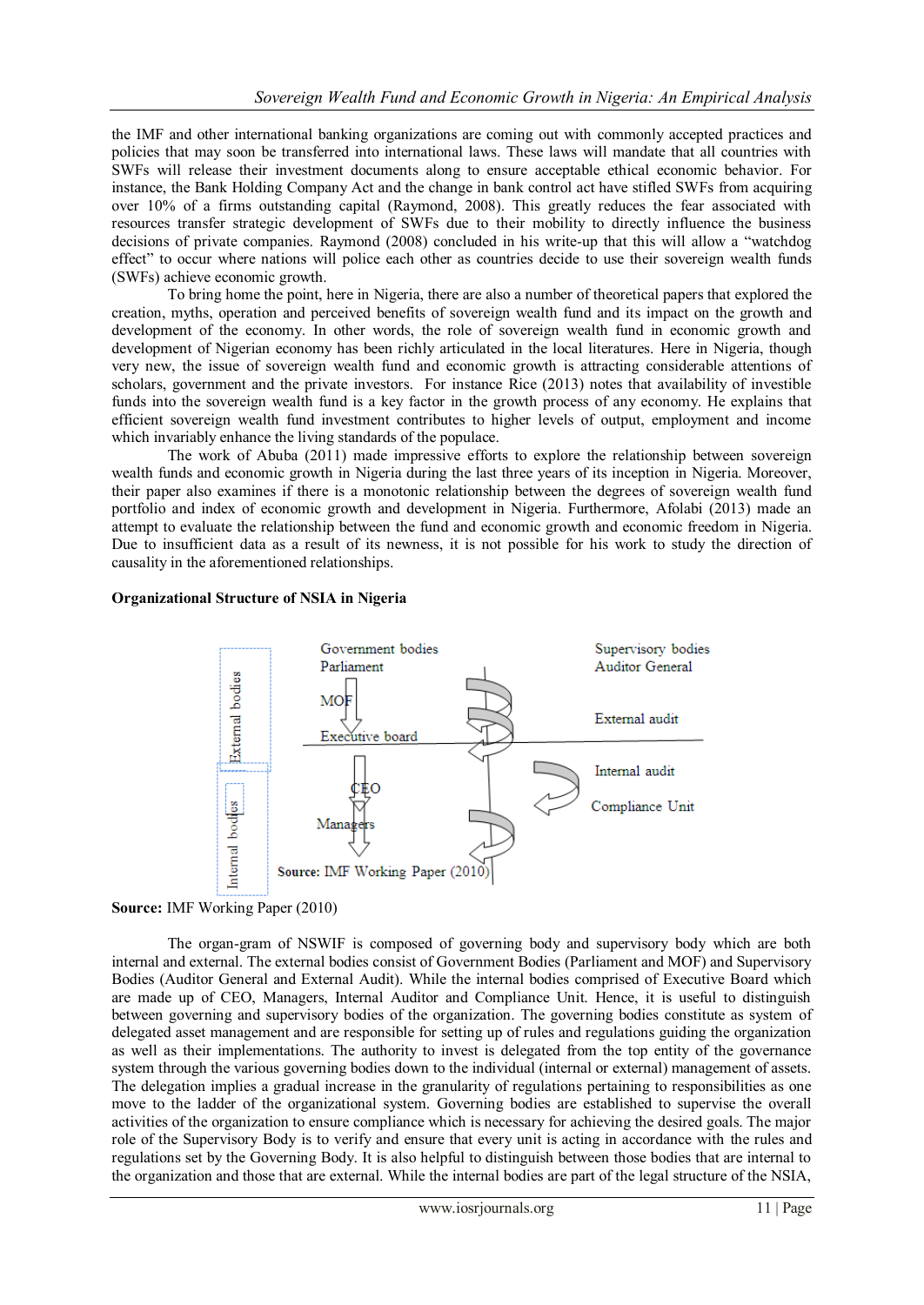the IMF and other international banking organizations are coming out with commonly accepted practices and policies that may soon be transferred into international laws. These laws will mandate that all countries with SWFs will release their investment documents along to ensure acceptable ethical economic behavior. For instance, the Bank Holding Company Act and the change in bank control act have stifled SWFs from acquiring over 10% of a firms outstanding capital (Raymond, 2008). This greatly reduces the fear associated with resources transfer strategic development of SWFs due to their mobility to directly influence the business decisions of private companies. Raymond (2008) concluded in his write-up that this will allow a "watchdog effect" to occur where nations will police each other as countries decide to use their sovereign wealth funds (SWFs) achieve economic growth.

To bring home the point, here in Nigeria, there are also a number of theoretical papers that explored the creation, myths, operation and perceived benefits of sovereign wealth fund and its impact on the growth and development of the economy. In other words, the role of sovereign wealth fund in economic growth and development of Nigerian economy has been richly articulated in the local literatures. Here in Nigeria, though very new, the issue of sovereign wealth fund and economic growth is attracting considerable attentions of scholars, government and the private investors. For instance Rice (2013) notes that availability of investible funds into the sovereign wealth fund is a key factor in the growth process of any economy. He explains that efficient sovereign wealth fund investment contributes to higher levels of output, employment and income which invariably enhance the living standards of the populace.

The work of Abuba (2011) made impressive efforts to explore the relationship between sovereign wealth funds and economic growth in Nigeria during the last three years of its inception in Nigeria. Moreover, their paper also examines if there is a monotonic relationship between the degrees of sovereign wealth fund portfolio and index of economic growth and development in Nigeria. Furthermore, Afolabi (2013) made an attempt to evaluate the relationship between the fund and economic growth and economic freedom in Nigeria. Due to insufficient data as a result of its newness, it is not possible for his work to study the direction of causality in the aforementioned relationships.

**Organizational Structure of NSIA in Nigeria**

External bodies | Government bodies: Parliament → MOF → Executive board | Supervisory bodies: Auditor General; External audit

Internal bodies | CEO → Managers | Internal audit; Compliance Unit

Source: IMF Working Paper (2010)

**Source:** IMF Working Paper (2010)

The organ-gram of NSWIF is composed of governing body and supervisory body which are both internal and external. The external bodies consist of Government Bodies (Parliament and MOF) and Supervisory Bodies (Auditor General and External Audit). While the internal bodies comprised of Executive Board which are made up of CEO, Managers, Internal Auditor and Compliance Unit. Hence, it is useful to distinguish between governing and supervisory bodies of the organization. The governing bodies constitute as system of delegated asset management and are responsible for setting up of rules and regulations guiding the organization as well as their implementations. The authority to invest is delegated from the top entity of the governance system through the various governing bodies down to the individual (internal or external) management of assets. The delegation implies a gradual increase in the granularity of regulations pertaining to responsibilities as one move to the ladder of the organizational system. Governing bodies are established to supervise the overall activities of the organization to ensure compliance which is necessary for achieving the desired goals. The major role of the Supervisory Body is to verify and ensure that every unit is acting in accordance with the rules and regulations set by the Governing Body. It is also helpful to distinguish between those bodies that are internal to the organization and those that are external. While the internal bodies are part of the legal structure of the NSIA,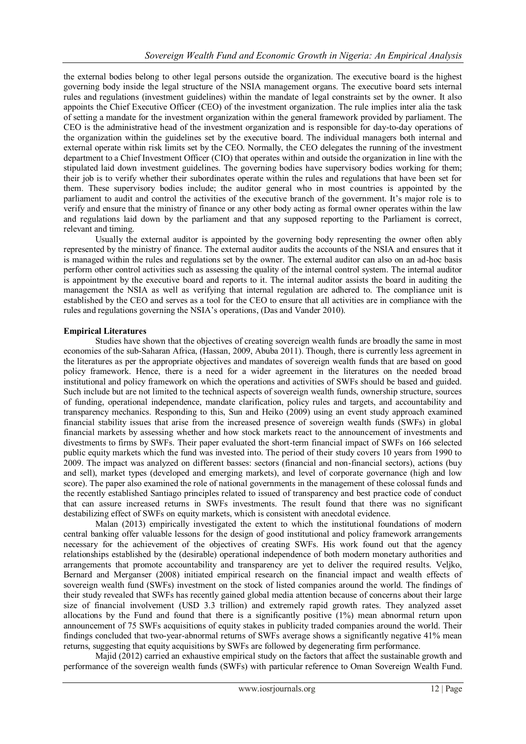the external bodies belong to other legal persons outside the organization. The executive board is the highest governing body inside the legal structure of the NSIA management organs. The executive board sets internal rules and regulations (investment guidelines) within the mandate of legal constraints set by the owner. It also appoints the Chief Executive Officer (CEO) of the investment organization. The rule implies inter alia the task of setting a mandate for the investment organization within the general framework provided by parliament. The CEO is the administrative head of the investment organization and is responsible for day-to-day operations of the organization within the guidelines set by the executive board. The individual managers both internal and external operate within risk limits set by the CEO. Normally, the CEO delegates the running of the investment department to a Chief Investment Officer (CIO) that operates within and outside the organization in line with the stipulated laid down investment guidelines. The governing bodies have supervisory bodies working for them; their job is to verify whether their subordinates operate within the rules and regulations that have been set for them. These supervisory bodies include; the auditor general who in most countries is appointed by the parliament to audit and control the activities of the executive branch of the government. It's major role is to verify and ensure that the ministry of finance or any other body acting as formal owner operates within the law and regulations laid down by the parliament and that any supposed reporting to the Parliament is correct, relevant and timing.

Usually the external auditor is appointed by the governing body representing the owner often ably represented by the ministry of finance. The external auditor audits the accounts of the NSIA and ensures that it is managed within the rules and regulations set by the owner. The external auditor can also on an ad-hoc basis perform other control activities such as assessing the quality of the internal control system. The internal auditor is appointment by the executive board and reports to it. The internal auditor assists the board in auditing the management the NSIA as well as verifying that internal regulation are adhered to. The compliance unit is established by the CEO and serves as a tool for the CEO to ensure that all activities are in compliance with the rules and regulations governing the NSIA's operations, (Das and Vander 2010).

**Empirical Literatures**

Studies have shown that the objectives of creating sovereign wealth funds are broadly the same in most economies of the sub-Saharan Africa, (Hassan, 2009, Abuba 2011). Though, there is currently less agreement in the literatures as per the appropriate objectives and mandates of sovereign wealth funds that are based on good policy framework. Hence, there is a need for a wider agreement in the literatures on the needed broad institutional and policy framework on which the operations and activities of SWFs should be based and guided. Such include but are not limited to the technical aspects of sovereign wealth funds, ownership structure, sources of funding, operational independence, mandate clarification, policy rules and targets, and accountability and transparency mechanics. Responding to this, Sun and Heiko (2009) using an event study approach examined financial stability issues that arise from the increased presence of sovereign wealth funds (SWFs) in global financial markets by assessing whether and how stock markets react to the announcement of investments and divestments to firms by SWFs. Their paper evaluated the short-term financial impact of SWFs on 166 selected public equity markets which the fund was invested into. The period of their study covers 10 years from 1990 to 2009. The impact was analyzed on different basses: sectors (financial and non-financial sectors), actions (buy and sell), market types (developed and emerging markets), and level of corporate governance (high and low score). The paper also examined the role of national governments in the management of these colossal funds and the recently established Santiago principles related to issued of transparency and best practice code of conduct that can assure increased returns in SWFs investments. The result found that there was no significant destabilizing effect of SWFs on equity markets, which is consistent with anecdotal evidence.

Malan (2013) empirically investigated the extent to which the institutional foundations of modern central banking offer valuable lessons for the design of good institutional and policy framework arrangements necessary for the achievement of the objectives of creating SWFs. His work found out that the agency relationships established by the (desirable) operational independence of both modern monetary authorities and arrangements that promote accountability and transparency are yet to deliver the required results. Veljko, Bernard and Merganser (2008) initiated empirical research on the financial impact and wealth effects of sovereign wealth fund (SWFs) investment on the stock of listed companies around the world. The findings of their study revealed that SWFs has recently gained global media attention because of concerns about their large size of financial involvement (USD 3.3 trillion) and extremely rapid growth rates. They analyzed asset allocations by the Fund and found that there is a significantly positive (1%) mean abnormal return upon announcement of 75 SWFs acquisitions of equity stakes in publicity traded companies around the world. Their findings concluded that two-year-abnormal returns of SWFs average shows a significantly negative 41% mean returns, suggesting that equity acquisitions by SWFs are followed by degenerating firm performance.

Majid (2012) carried an exhaustive empirical study on the factors that affect the sustainable growth and performance of the sovereign wealth funds (SWFs) with particular reference to Oman Sovereign Wealth Fund.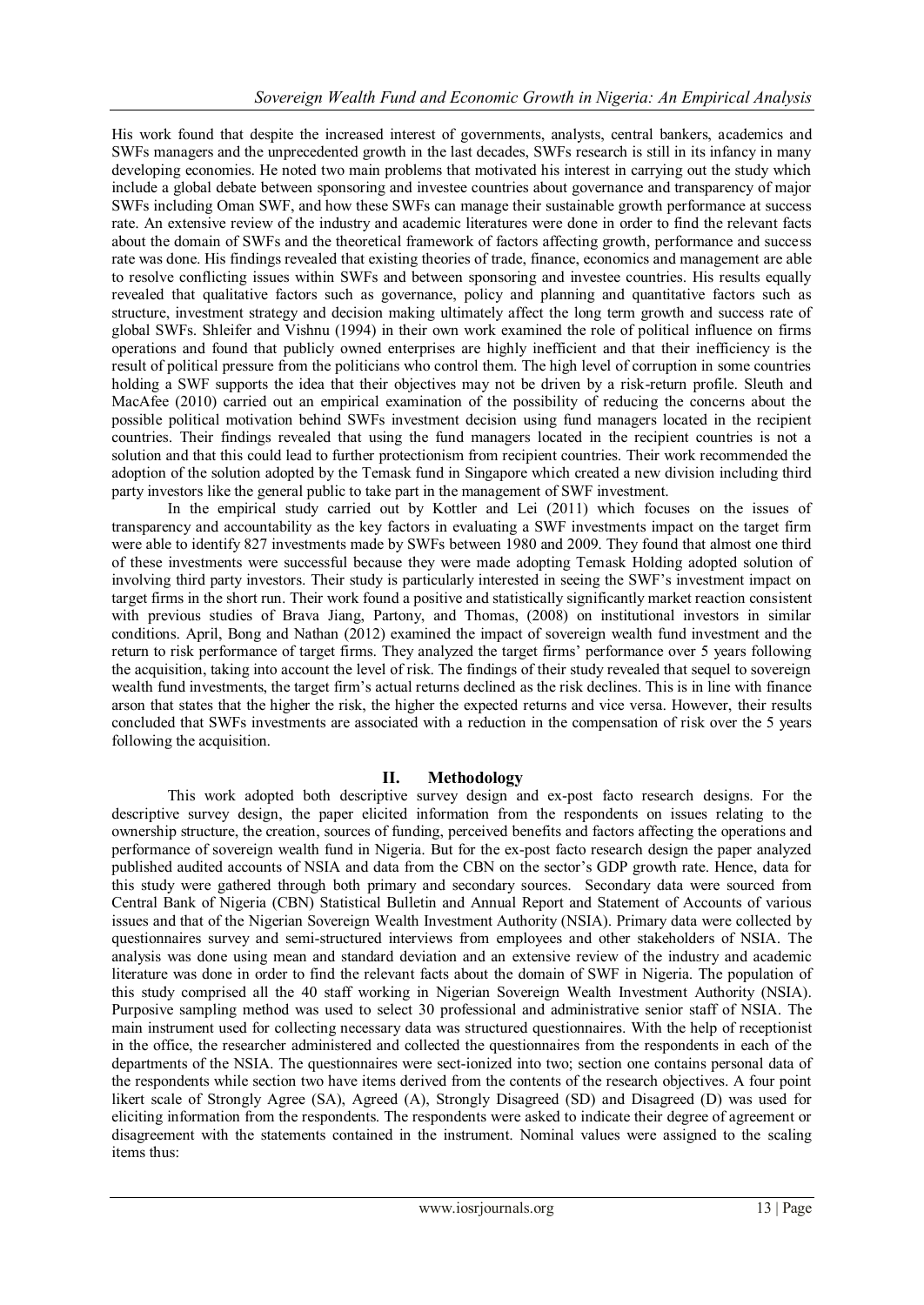His work found that despite the increased interest of governments, analysts, central bankers, academics and SWFs managers and the unprecedented growth in the last decades, SWFs research is still in its infancy in many developing economies. He noted two main problems that motivated his interest in carrying out the study which include a global debate between sponsoring and investee countries about governance and transparency of major SWFs including Oman SWF, and how these SWFs can manage their sustainable growth performance at success rate. An extensive review of the industry and academic literatures were done in order to find the relevant facts about the domain of SWFs and the theoretical framework of factors affecting growth, performance and success rate was done. His findings revealed that existing theories of trade, finance, economics and management are able to resolve conflicting issues within SWFs and between sponsoring and investee countries. His results equally revealed that qualitative factors such as governance, policy and planning and quantitative factors such as structure, investment strategy and decision making ultimately affect the long term growth and success rate of global SWFs. Shleifer and Vishnu (1994) in their own work examined the role of political influence on firms operations and found that publicly owned enterprises are highly inefficient and that their inefficiency is the result of political pressure from the politicians who control them. The high level of corruption in some countries holding a SWF supports the idea that their objectives may not be driven by a risk-return profile. Sleuth and MacAfee (2010) carried out an empirical examination of the possibility of reducing the concerns about the possible political motivation behind SWFs investment decision using fund managers located in the recipient countries. Their findings revealed that using the fund managers located in the recipient countries is not a solution and that this could lead to further protectionism from recipient countries. Their work recommended the adoption of the solution adopted by the Temask fund in Singapore which created a new division including third party investors like the general public to take part in the management of SWF investment.

In the empirical study carried out by Kottler and Lei (2011) which focuses on the issues of transparency and accountability as the key factors in evaluating a SWF investments impact on the target firm were able to identify 827 investments made by SWFs between 1980 and 2009. They found that almost one third of these investments were successful because they were made adopting Temask Holding adopted solution of involving third party investors. Their study is particularly interested in seeing the SWF's investment impact on target firms in the short run. Their work found a positive and statistically significantly market reaction consistent with previous studies of Brava Jiang, Partony, and Thomas, (2008) on institutional investors in similar conditions. April, Bong and Nathan (2012) examined the impact of sovereign wealth fund investment and the return to risk performance of target firms. They analyzed the target firms' performance over 5 years following the acquisition, taking into account the level of risk. The findings of their study revealed that sequel to sovereign wealth fund investments, the target firm's actual returns declined as the risk declines. This is in line with finance arson that states that the higher the risk, the higher the expected returns and vice versa. However, their results concluded that SWFs investments are associated with a reduction in the compensation of risk over the 5 years following the acquisition.

## II. Methodology

This work adopted both descriptive survey design and ex-post facto research designs. For the descriptive survey design, the paper elicited information from the respondents on issues relating to the ownership structure, the creation, sources of funding, perceived benefits and factors affecting the operations and performance of sovereign wealth fund in Nigeria. But for the ex-post facto research design the paper analyzed published audited accounts of NSIA and data from the CBN on the sector's GDP growth rate. Hence, data for this study were gathered through both primary and secondary sources. Secondary data were sourced from Central Bank of Nigeria (CBN) Statistical Bulletin and Annual Report and Statement of Accounts of various issues and that of the Nigerian Sovereign Wealth Investment Authority (NSIA). Primary data were collected by questionnaires survey and semi-structured interviews from employees and other stakeholders of NSIA. The analysis was done using mean and standard deviation and an extensive review of the industry and academic literature was done in order to find the relevant facts about the domain of SWF in Nigeria. The population of this study comprised all the 40 staff working in Nigerian Sovereign Wealth Investment Authority (NSIA). Purposive sampling method was used to select 30 professional and administrative senior staff of NSIA. The main instrument used for collecting necessary data was structured questionnaires. With the help of receptionist in the office, the researcher administered and collected the questionnaires from the respondents in each of the departments of the NSIA. The questionnaires were sect-ionized into two; section one contains personal data of the respondents while section two have items derived from the contents of the research objectives. A four point likert scale of Strongly Agree (SA), Agreed (A), Strongly Disagreed (SD) and Disagreed (D) was used for eliciting information from the respondents. The respondents were asked to indicate their degree of agreement or disagreement with the statements contained in the instrument. Nominal values were assigned to the scaling items thus: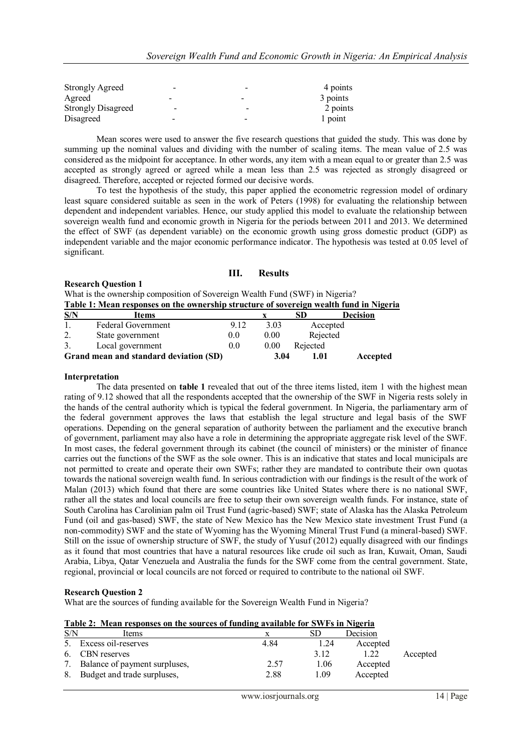| | | | |
|---|---|---|---|
| Strongly Agreed | - | - | 4 points |
| Agreed | - | - | 3 points |
| Strongly Disagreed | - | - | 2 points |
| Disagreed | - | - | 1 point |

Mean scores were used to answer the five research questions that guided the study. This was done by summing up the nominal values and dividing with the number of scaling items. The mean value of 2.5 was considered as the midpoint for acceptance. In other words, any item with a mean equal to or greater than 2.5 was accepted as strongly agreed or agreed while a mean less than 2.5 was rejected as strongly disagreed or disagreed. Therefore, accepted or rejected formed our decisive words.

To test the hypothesis of the study, this paper applied the econometric regression model of ordinary least square considered suitable as seen in the work of Peters (1998) for evaluating the relationship between dependent and independent variables. Hence, our study applied this model to evaluate the relationship between sovereign wealth fund and economic growth in Nigeria for the periods between 2011 and 2013. We determined the effect of SWF (as dependent variable) on the economic growth using gross domestic product (GDP) as independent variable and the major economic performance indicator. The hypothesis was tested at 0.05 level of significant.

## III. Results

**Research Question 1**

What is the ownership composition of Sovereign Wealth Fund (SWF) in Nigeria?

**Table 1: Mean responses on the ownership structure of sovereign wealth fund in Nigeria**

| S/N | Items | | x | SD | Decision |
|---|---|---|---|---|---|
| 1. | Federal Government | 9.12 | 3.03 | Accepted | |
| 2. | State government | 0.0 | 0.00 | Rejected | |
| 3. | Local government | 0.0 | 0.00 | Rejected | |
| **Grand mean and standard deviation (SD)** | | | **3.04** | **1.01** | **Accepted** |

**Interpretation**

The data presented on **table 1** revealed that out of the three items listed, item 1 with the highest mean rating of 9.12 showed that all the respondents accepted that the ownership of the SWF in Nigeria rests solely in the hands of the central authority which is typical the federal government. In Nigeria, the parliamentary arm of the federal government approves the laws that establish the legal structure and legal basis of the SWF operations. Depending on the general separation of authority between the parliament and the executive branch of government, parliament may also have a role in determining the appropriate aggregate risk level of the SWF. In most cases, the federal government through its cabinet (the council of ministers) or the minister of finance carries out the functions of the SWF as the sole owner. This is an indicative that states and local municipals are not permitted to create and operate their own SWFs; rather they are mandated to contribute their own quotas towards the national sovereign wealth fund. In serious contradiction with our findings is the result of the work of Malan (2013) which found that there are some countries like United States where there is no national SWF, rather all the states and local councils are free to setup their own sovereign wealth funds. For instance, state of South Carolina has Carolinian palm oil Trust Fund (agric-based) SWF; state of Alaska has the Alaska Petroleum Fund (oil and gas-based) SWF, the state of New Mexico has the New Mexico state investment Trust Fund (a non-commodity) SWF and the state of Wyoming has the Wyoming Mineral Trust Fund (a mineral-based) SWF. Still on the issue of ownership structure of SWF, the study of Yusuf (2012) equally disagreed with our findings as it found that most countries that have a natural resources like crude oil such as Iran, Kuwait, Oman, Saudi Arabia, Libya, Qatar Venezuela and Australia the funds for the SWF come from the central government. State, regional, provincial or local councils are not forced or required to contribute to the national oil SWF.

**Research Question 2**

What are the sources of funding available for the Sovereign Wealth Fund in Nigeria?

**Table 2: Mean responses on the sources of funding available for SWFs in Nigeria**

| S/N | Items | x | SD | Decision | |
|---|---|---|---|---|---|
| 5. | Excess oil-reserves | 4.84 | 1.24 | Accepted | |
| 6. | CBN reserves | | 3.12 | 1.22 | Accepted |
| 7. | Balance of payment surpluses, | 2.57 | 1.06 | Accepted | |
| 8. | Budget and trade surpluses, | 2.88 | 1.09 | Accepted | |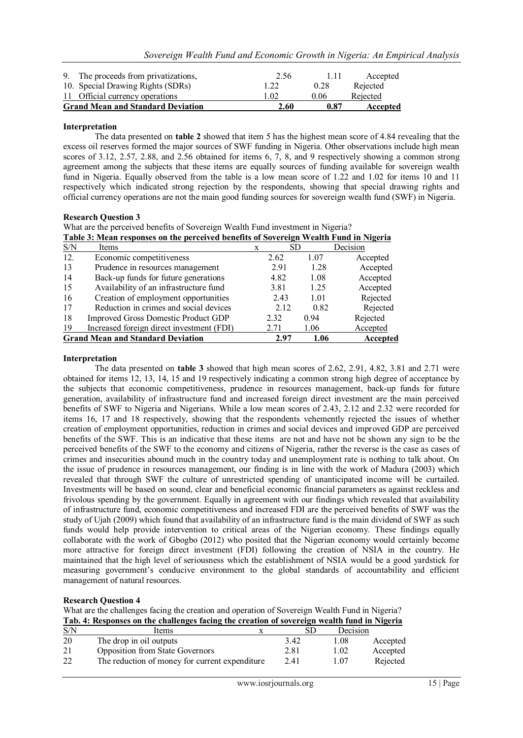| | | | |
|---|---|---|---|
| 9. The proceeds from privatizations, | 2.56 | 1.11 | Accepted |
| 10. Special Drawing Rights (SDRs) | 1.22 | 0.28 | Rejected |
| 11 Official currency operations | 1.02 | 0.06 | Rejected |
| **Grand Mean and Standard Deviation** | **2.60** | **0.87** | **Accepted** |

**Interpretation**

The data presented on **table 2** showed that item 5 has the highest mean score of 4.84 revealing that the excess oil reserves formed the major sources of SWF funding in Nigeria. Other observations include high mean scores of 3.12, 2.57, 2.88, and 2.56 obtained for items 6, 7, 8, and 9 respectively showing a common strong agreement among the subjects that these items are equally sources of funding available for sovereign wealth fund in Nigeria. Equally observed from the table is a low mean score of 1.22 and 1.02 for items 10 and 11 respectively which indicated strong rejection by the respondents, showing that special drawing rights and official currency operations are not the main good funding sources for sovereign wealth fund (SWF) in Nigeria.

**Research Question 3**

What are the perceived benefits of Sovereign Wealth Fund investment in Nigeria?

**Table 3: Mean responses on the perceived benefits of Sovereign Wealth Fund in Nigeria**

| S/N | Items | x | SD | Decision |
|---|---|---|---|---|
| 12. | Economic competitiveness | 2.62 | 1.07 | Accepted |
| 13 | Prudence in resources management | 2.91 | 1.28 | Accepted |
| 14 | Back-up funds for future generations | 4.82 | 1.08 | Accepted |
| 15 | Availability of an infrastructure fund | 3.81 | 1.25 | Accepted |
| 16 | Creation of employment opportunities | 2.43 | 1.01 | Rejected |
| 17 | Reduction in crimes and social devices | 2.12 | 0.82 | Rejected |
| 18 | Improved Gross Domestic Product GDP | 2.32 | 0.94 | Rejected |
| 19 | Increased foreign direct investment (FDI) | 2.71 | 1.06 | Accepted |
| **Grand Mean and Standard Deviation** | | **2.97** | **1.06** | **Accepted** |

**Interpretation**

The data presented on **table 3** showed that high mean scores of 2.62, 2.91, 4.82, 3.81 and 2.71 were obtained for items 12, 13, 14, 15 and 19 respectively indicating a common strong high degree of acceptance by the subjects that economic competitiveness, prudence in resources management, back-up funds for future generation, availability of infrastructure fund and increased foreign direct investment are the main perceived benefits of SWF to Nigeria and Nigerians. While a low mean scores of 2.43, 2.12 and 2.32 were recorded for items 16, 17 and 18 respectively, showing that the respondents vehemently rejected the issues of whether creation of employment opportunities, reduction in crimes and social devices and improved GDP are perceived benefits of the SWF. This is an indicative that these items are not and have not be shown any sign to be the perceived benefits of the SWF to the economy and citizens of Nigeria, rather the reverse is the case as cases of crimes and insecurities abound much in the country today and unemployment rate is nothing to talk about. On the issue of prudence in resources management, our finding is in line with the work of Madura (2003) which revealed that through SWF the culture of unrestricted spending of unanticipated income will be curtailed. Investments will be based on sound, clear and beneficial economic financial parameters as against reckless and frivolous spending by the government. Equally in agreement with our findings which revealed that availability of infrastructure fund, economic competitiveness and increased FDI are the perceived benefits of SWF was the study of Ujah (2009) which found that availability of an infrastructure fund is the main dividend of SWF as such funds would help provide intervention to critical areas of the Nigerian economy. These findings equally collaborate with the work of Gbogbo (2012) who posited that the Nigerian economy would certainly become more attractive for foreign direct investment (FDI) following the creation of NSIA in the country. He maintained that the high level of seriousness which the establishment of NSIA would be a good yardstick for measuring government's conducive environment to the global standards of accountability and efficient management of natural resources.

**Research Question 4**

What are the challenges facing the creation and operation of Sovereign Wealth Fund in Nigeria?

**Tab. 4: Responses on the challenges facing the creation of sovereign wealth fund in Nigeria**

| S/N | Items | x | SD | Decision |
|---|---|---|---|---|
| 20 | The drop in oil outputs | 3.42 | 1.08 | Accepted |
| 21 | Opposition from State Governors | 2.81 | 1.02 | Accepted |
| 22 | The reduction of money for current expenditure | 2.41 | 1.07 | Rejected |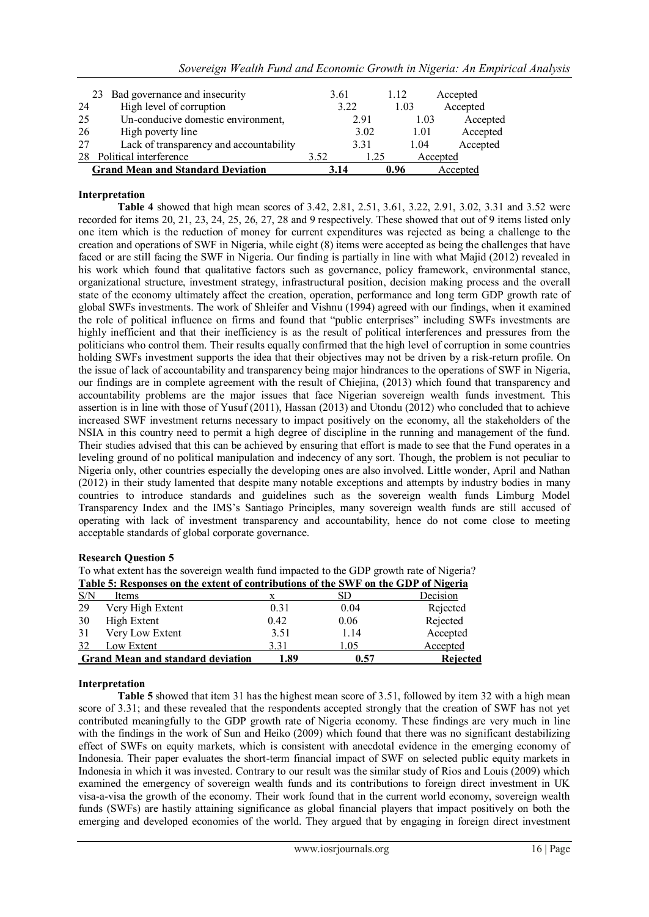| | | | | |
|---|---|---|---|---|
| 23 | Bad governance and insecurity | 3.61 | 1.12 | Accepted |
| 24 | High level of corruption | 3.22 | 1.03 | Accepted |
| 25 | Un-conducive domestic environment, | 2.91 | 1.03 | Accepted |
| 26 | High poverty line | 3.02 | 1.01 | Accepted |
| 27 | Lack of transparency and accountability | 3.31 | 1.04 | Accepted |
| 28 | Political interference | 3.52 | 1.25 | Accepted |
| | **Grand Mean and Standard Deviation** | **3.14** | **0.96** | Accepted |

**Interpretation**

**Table 4** showed that high mean scores of 3.42, 2.81, 2.51, 3.61, 3.22, 2.91, 3.02, 3.31 and 3.52 were recorded for items 20, 21, 23, 24, 25, 26, 27, 28 and 9 respectively. These showed that out of 9 items listed only one item which is the reduction of money for current expenditures was rejected as being a challenge to the creation and operations of SWF in Nigeria, while eight (8) items were accepted as being the challenges that have faced or are still facing the SWF in Nigeria. Our finding is partially in line with what Majid (2012) revealed in his work which found that qualitative factors such as governance, policy framework, environmental stance, organizational structure, investment strategy, infrastructural position, decision making process and the overall state of the economy ultimately affect the creation, operation, performance and long term GDP growth rate of global SWFs investments. The work of Shleifer and Vishnu (1994) agreed with our findings, when it examined the role of political influence on firms and found that "public enterprises" including SWFs investments are highly inefficient and that their inefficiency is as the result of political interferences and pressures from the politicians who control them. Their results equally confirmed that the high level of corruption in some countries holding SWFs investment supports the idea that their objectives may not be driven by a risk-return profile. On the issue of lack of accountability and transparency being major hindrances to the operations of SWF in Nigeria, our findings are in complete agreement with the result of Chiejina, (2013) which found that transparency and accountability problems are the major issues that face Nigerian sovereign wealth funds investment. This assertion is in line with those of Yusuf (2011), Hassan (2013) and Utondu (2012) who concluded that to achieve increased SWF investment returns necessary to impact positively on the economy, all the stakeholders of the NSIA in this country need to permit a high degree of discipline in the running and management of the fund. Their studies advised that this can be achieved by ensuring that effort is made to see that the Fund operates in a leveling ground of no political manipulation and indecency of any sort. Though, the problem is not peculiar to Nigeria only, other countries especially the developing ones are also involved. Little wonder, April and Nathan (2012) in their study lamented that despite many notable exceptions and attempts by industry bodies in many countries to introduce standards and guidelines such as the sovereign wealth funds Limburg Model Transparency Index and the IMS's Santiago Principles, many sovereign wealth funds are still accused of operating with lack of investment transparency and accountability, hence do not come close to meeting acceptable standards of global corporate governance.

**Research Question 5**

To what extent has the sovereign wealth fund impacted to the GDP growth rate of Nigeria?

**Table 5: Responses on the extent of contributions of the SWF on the GDP of Nigeria**

| S/N | Items | x | SD | Decision |
|---|---|---|---|---|
| 29 | Very High Extent | 0.31 | 0.04 | Rejected |
| 30 | High Extent | 0.42 | 0.06 | Rejected |
| 31 | Very Low Extent | 3.51 | 1.14 | Accepted |
| 32 | Low Extent | 3.31 | 1.05 | Accepted |
| | **Grand Mean and standard deviation** | **1.89** | **0.57** | **Rejected** |

**Interpretation**

**Table 5** showed that item 31 has the highest mean score of 3.51, followed by item 32 with a high mean score of 3.31; and these revealed that the respondents accepted strongly that the creation of SWF has not yet contributed meaningfully to the GDP growth rate of Nigeria economy. These findings are very much in line with the findings in the work of Sun and Heiko (2009) which found that there was no significant destabilizing effect of SWFs on equity markets, which is consistent with anecdotal evidence in the emerging economy of Indonesia. Their paper evaluates the short-term financial impact of SWF on selected public equity markets in Indonesia in which it was invested. Contrary to our result was the similar study of Rios and Louis (2009) which examined the emergency of sovereign wealth funds and its contributions to foreign direct investment in UK visa-a-visa the growth of the economy. Their work found that in the current world economy, sovereign wealth funds (SWFs) are hastily attaining significance as global financial players that impact positively on both the emerging and developed economies of the world. They argued that by engaging in foreign direct investment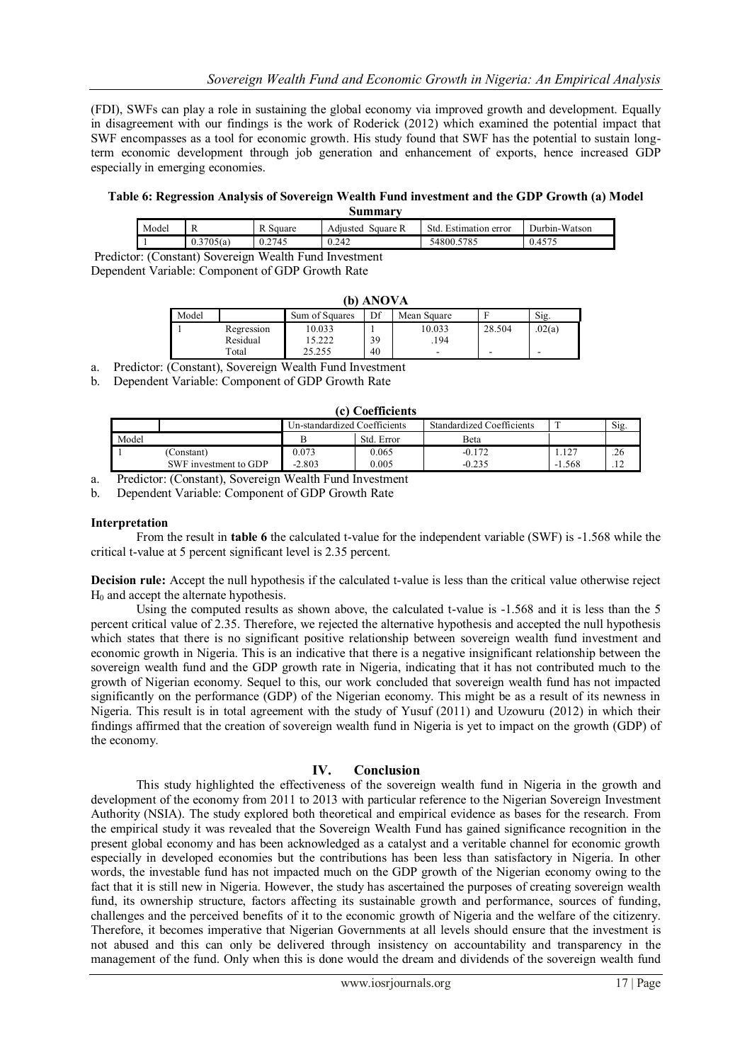(FDI), SWFs can play a role in sustaining the global economy via improved growth and development. Equally in disagreement with our findings is the work of Roderick (2012) which examined the potential impact that SWF encompasses as a tool for economic growth. His study found that SWF has the potential to sustain long-term economic development through job generation and enhancement of exports, hence increased GDP especially in emerging economies.

**Table 6: Regression Analysis of Sovereign Wealth Fund investment and the GDP Growth (a) Model Summary**

| Model | R | R Square | Adjusted Square R | Std. Estimation error | Durbin-Watson |
|---|---|---|---|---|---|
| 1 | 0.3705(a) | 0.2745 | 0.242 | 54800.5785 | 0.4575 |

Predictor: (Constant) Sovereign Wealth Fund Investment
Dependent Variable: Component of GDP Growth Rate

**(b) ANOVA**

| Model | | Sum of Squares | Df | Mean Square | F | Sig. |
|---|---|---|---|---|---|---|
| 1 | Regression | 10.033 | 1 | 10.033 | 28.504 | .02(a) |
| | Residual | 15.222 | 39 | .194 | | |
| | Total | 25.255 | 40 | - | - | - |

a. Predictor: (Constant), Sovereign Wealth Fund Investment
b. Dependent Variable: Component of GDP Growth Rate

**(c) Coefficients**

| | | Un-standardized Coefficients | | Standardized Coefficients | T | Sig. |
|---|---|---|---|---|---|---|
| Model | | B | Std. Error | Beta | | |
| 1 | (Constant) | 0.073 | 0.065 | -0.172 | 1.127 | .26 |
| | SWF investment to GDP | -2.803 | 0.005 | -0.235 | -1.568 | .12 |

a. Predictor: (Constant), Sovereign Wealth Fund Investment
b. Dependent Variable: Component of GDP Growth Rate

**Interpretation**

From the result in **table 6** the calculated t-value for the independent variable (SWF) is -1.568 while the critical t-value at 5 percent significant level is 2.35 percent.

**Decision rule:** Accept the null hypothesis if the calculated t-value is less than the critical value otherwise reject $H_0$ and accept the alternate hypothesis.

Using the computed results as shown above, the calculated t-value is -1.568 and it is less than the 5 percent critical value of 2.35. Therefore, we rejected the alternative hypothesis and accepted the null hypothesis which states that there is no significant positive relationship between sovereign wealth fund investment and economic growth in Nigeria. This is an indicative that there is a negative insignificant relationship between the sovereign wealth fund and the GDP growth rate in Nigeria, indicating that it has not contributed much to the growth of Nigerian economy. Sequel to this, our work concluded that sovereign wealth fund has not impacted significantly on the performance (GDP) of the Nigerian economy. This might be as a result of its newness in Nigeria. This result is in total agreement with the study of Yusuf (2011) and Uzowuru (2012) in which their findings affirmed that the creation of sovereign wealth fund in Nigeria is yet to impact on the growth (GDP) of the economy.

## IV. Conclusion

This study highlighted the effectiveness of the sovereign wealth fund in Nigeria in the growth and development of the economy from 2011 to 2013 with particular reference to the Nigerian Sovereign Investment Authority (NSIA). The study explored both theoretical and empirical evidence as bases for the research. From the empirical study it was revealed that the Sovereign Wealth Fund has gained significance recognition in the present global economy and has been acknowledged as a catalyst and a veritable channel for economic growth especially in developed economies but the contributions has been less than satisfactory in Nigeria. In other words, the investable fund has not impacted much on the GDP growth of the Nigerian economy owing to the fact that it is still new in Nigeria. However, the study has ascertained the purposes of creating sovereign wealth fund, its ownership structure, factors affecting its sustainable growth and performance, sources of funding, challenges and the perceived benefits of it to the economic growth of Nigeria and the welfare of the citizenry. Therefore, it becomes imperative that Nigerian Governments at all levels should ensure that the investment is not abused and this can only be delivered through insistency on accountability and transparency in the management of the fund. Only when this is done would the dream and dividends of the sovereign wealth fund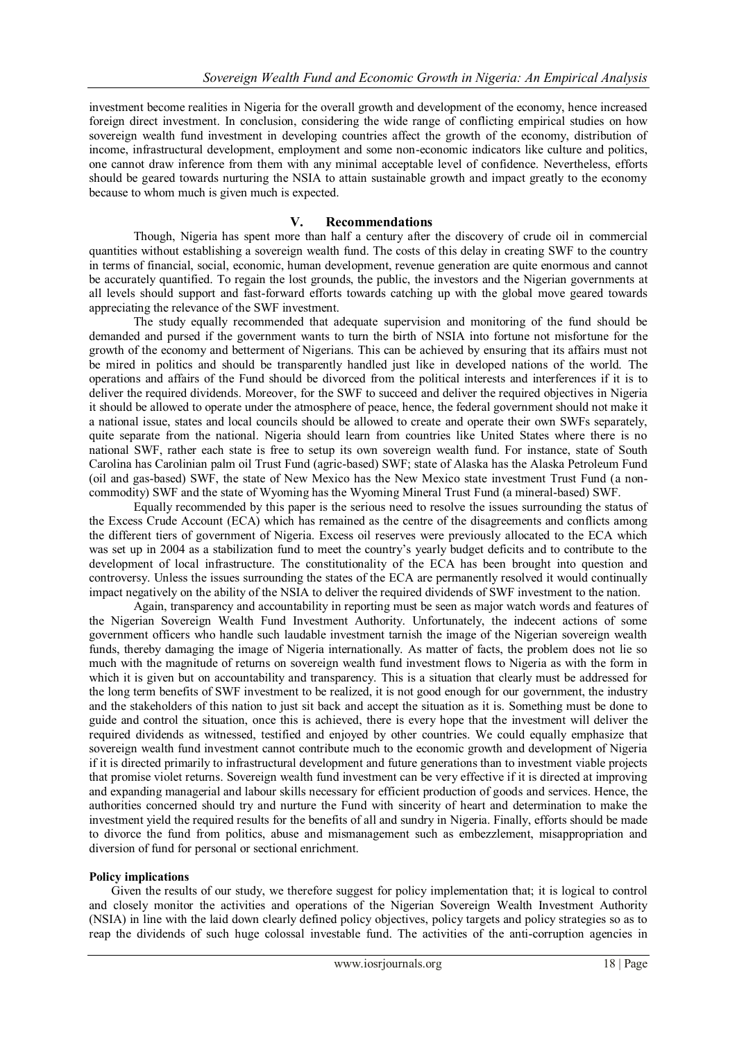investment become realities in Nigeria for the overall growth and development of the economy, hence increased foreign direct investment. In conclusion, considering the wide range of conflicting empirical studies on how sovereign wealth fund investment in developing countries affect the growth of the economy, distribution of income, infrastructural development, employment and some non-economic indicators like culture and politics, one cannot draw inference from them with any minimal acceptable level of confidence. Nevertheless, efforts should be geared towards nurturing the NSIA to attain sustainable growth and impact greatly to the economy because to whom much is given much is expected.

## V. Recommendations

Though, Nigeria has spent more than half a century after the discovery of crude oil in commercial quantities without establishing a sovereign wealth fund. The costs of this delay in creating SWF to the country in terms of financial, social, economic, human development, revenue generation are quite enormous and cannot be accurately quantified. To regain the lost grounds, the public, the investors and the Nigerian governments at all levels should support and fast-forward efforts towards catching up with the global move geared towards appreciating the relevance of the SWF investment.

The study equally recommended that adequate supervision and monitoring of the fund should be demanded and pursed if the government wants to turn the birth of NSIA into fortune not misfortune for the growth of the economy and betterment of Nigerians. This can be achieved by ensuring that its affairs must not be mired in politics and should be transparently handled just like in developed nations of the world. The operations and affairs of the Fund should be divorced from the political interests and interferences if it is to deliver the required dividends. Moreover, for the SWF to succeed and deliver the required objectives in Nigeria it should be allowed to operate under the atmosphere of peace, hence, the federal government should not make it a national issue, states and local councils should be allowed to create and operate their own SWFs separately, quite separate from the national. Nigeria should learn from countries like United States where there is no national SWF, rather each state is free to setup its own sovereign wealth fund. For instance, state of South Carolina has Carolinian palm oil Trust Fund (agric-based) SWF; state of Alaska has the Alaska Petroleum Fund (oil and gas-based) SWF, the state of New Mexico has the New Mexico state investment Trust Fund (a non-commodity) SWF and the state of Wyoming has the Wyoming Mineral Trust Fund (a mineral-based) SWF.

Equally recommended by this paper is the serious need to resolve the issues surrounding the status of the Excess Crude Account (ECA) which has remained as the centre of the disagreements and conflicts among the different tiers of government of Nigeria. Excess oil reserves were previously allocated to the ECA which was set up in 2004 as a stabilization fund to meet the country's yearly budget deficits and to contribute to the development of local infrastructure. The constitutionality of the ECA has been brought into question and controversy. Unless the issues surrounding the states of the ECA are permanently resolved it would continually impact negatively on the ability of the NSIA to deliver the required dividends of SWF investment to the nation.

Again, transparency and accountability in reporting must be seen as major watch words and features of the Nigerian Sovereign Wealth Fund Investment Authority. Unfortunately, the indecent actions of some government officers who handle such laudable investment tarnish the image of the Nigerian sovereign wealth funds, thereby damaging the image of Nigeria internationally. As matter of facts, the problem does not lie so much with the magnitude of returns on sovereign wealth fund investment flows to Nigeria as with the form in which it is given but on accountability and transparency. This is a situation that clearly must be addressed for the long term benefits of SWF investment to be realized, it is not good enough for our government, the industry and the stakeholders of this nation to just sit back and accept the situation as it is. Something must be done to guide and control the situation, once this is achieved, there is every hope that the investment will deliver the required dividends as witnessed, testified and enjoyed by other countries. We could equally emphasize that sovereign wealth fund investment cannot contribute much to the economic growth and development of Nigeria if it is directed primarily to infrastructural development and future generations than to investment viable projects that promise violet returns. Sovereign wealth fund investment can be very effective if it is directed at improving and expanding managerial and labour skills necessary for efficient production of goods and services. Hence, the authorities concerned should try and nurture the Fund with sincerity of heart and determination to make the investment yield the required results for the benefits of all and sundry in Nigeria. Finally, efforts should be made to divorce the fund from politics, abuse and mismanagement such as embezzlement, misappropriation and diversion of fund for personal or sectional enrichment.

**Policy implications**

Given the results of our study, we therefore suggest for policy implementation that; it is logical to control and closely monitor the activities and operations of the Nigerian Sovereign Wealth Investment Authority (NSIA) in line with the laid down clearly defined policy objectives, policy targets and policy strategies so as to reap the dividends of such huge colossal investable fund. The activities of the anti-corruption agencies in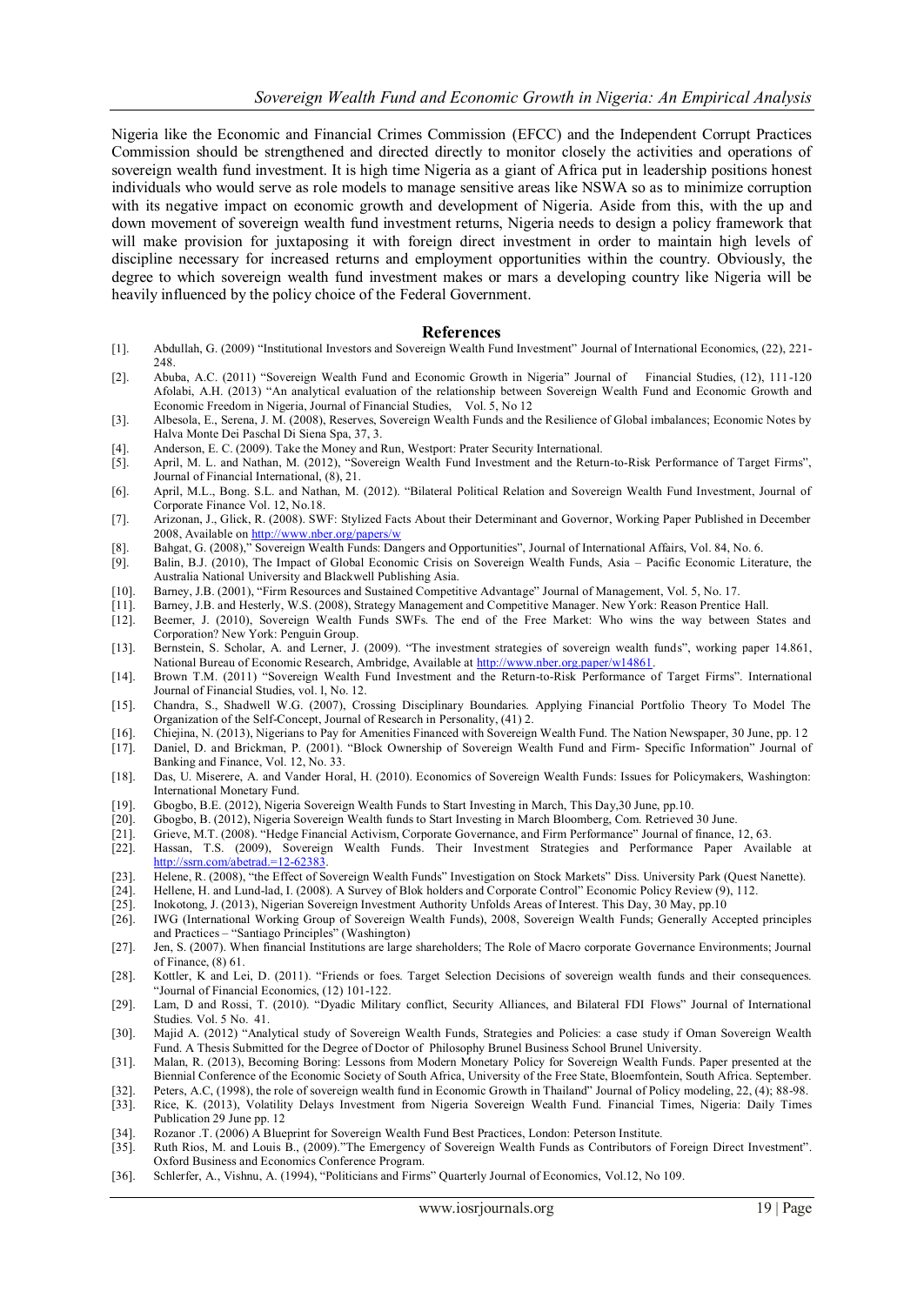Nigeria like the Economic and Financial Crimes Commission (EFCC) and the Independent Corrupt Practices Commission should be strengthened and directed directly to monitor closely the activities and operations of sovereign wealth fund investment. It is high time Nigeria as a giant of Africa put in leadership positions honest individuals who would serve as role models to manage sensitive areas like NSWA so as to minimize corruption with its negative impact on economic growth and development of Nigeria. Aside from this, with the up and down movement of sovereign wealth fund investment returns, Nigeria needs to design a policy framework that will make provision for juxtaposing it with foreign direct investment in order to maintain high levels of discipline necessary for increased returns and employment opportunities within the country. Obviously, the degree to which sovereign wealth fund investment makes or mars a developing country like Nigeria will be heavily influenced by the policy choice of the Federal Government.

## References

[1]. Abdullah, G. (2009) "Institutional Investors and Sovereign Wealth Fund Investment" Journal of International Economics, (22), 221-248.

[2]. Abuba, A.C. (2011) "Sovereign Wealth Fund and Economic Growth in Nigeria" Journal of Financial Studies, (12), 111-120 Afolabi, A.H. (2013) "An analytical evaluation of the relationship between Sovereign Wealth Fund and Economic Growth and Economic Freedom in Nigeria, Journal of Financial Studies, Vol. 5, No 12

[3]. Albesola, E., Serena, J. M. (2008), Reserves, Sovereign Wealth Funds and the Resilience of Global imbalances; Economic Notes by Halva Monte Dei Paschal Di Siena Spa, 37, 3.

[4]. Anderson, E. C. (2009). Take the Money and Run, Westport: Prater Security International.

[5]. April, M. L. and Nathan, M. (2012), "Sovereign Wealth Fund Investment and the Return-to-Risk Performance of Target Firms", Journal of Financial International, (8), 21.

[6]. April, M.L., Bong. S.L. and Nathan, M. (2012). "Bilateral Political Relation and Sovereign Wealth Fund Investment, Journal of Corporate Finance Vol. 12, No.18.

[7]. Arizonan, J., Glick, R. (2008). SWF: Stylized Facts About their Determinant and Governor, Working Paper Published in December 2008, Available on http://www.nber.org/papers/w

[8]. Bahgat, G. (2008)," Sovereign Wealth Funds: Dangers and Opportunities", Journal of International Affairs, Vol. 84, No. 6.

[9]. Balin, B.J. (2010), The Impact of Global Economic Crisis on Sovereign Wealth Funds, Asia – Pacific Economic Literature, the Australia National University and Blackwell Publishing Asia.

[10]. Barney, J.B. (2001), "Firm Resources and Sustained Competitive Advantage" Journal of Management, Vol. 5, No. 17.

[11]. Barney, J.B. and Hesterly, W.S. (2008), Strategy Management and Competitive Manager. New York: Reason Prentice Hall.

[12]. Beemer, J. (2010), Sovereign Wealth Funds SWFs. The end of the Free Market: Who wins the way between States and Corporation? New York: Penguin Group.

[13]. Bernstein, S. Scholar, A. and Lerner, J. (2009). "The investment strategies of sovereign wealth funds", working paper 14.861, National Bureau of Economic Research, Ambridge, Available at http://www.nber.org.paper/w14861.

[14]. Brown T.M. (2011) "Sovereign Wealth Fund Investment and the Return-to-Risk Performance of Target Firms". International Journal of Financial Studies, vol. l, No. 12.

[15]. Chandra, S., Shadwell W.G. (2007), Crossing Disciplinary Boundaries. Applying Financial Portfolio Theory To Model The Organization of the Self-Concept, Journal of Research in Personality, (41) 2.

[16]. Chiejina, N. (2013), Nigerians to Pay for Amenities Financed with Sovereign Wealth Fund. The Nation Newspaper, 30 June, pp. 12

[17]. Daniel, D. and Brickman, P. (2001). "Block Ownership of Sovereign Wealth Fund and Firm- Specific Information" Journal of Banking and Finance, Vol. 12, No. 33.

[18]. Das, U. Miserere, A. and Vander Horal, H. (2010). Economics of Sovereign Wealth Funds: Issues for Policymakers, Washington: International Monetary Fund.

[19]. Gbogbo, B.E. (2012), Nigeria Sovereign Wealth Funds to Start Investing in March, This Day,30 June, pp.10.

[20]. Gbogbo, B. (2012), Nigeria Sovereign Wealth funds to Start Investing in March Bloomberg, Com. Retrieved 30 June.

[21]. Grieve, M.T. (2008). "Hedge Financial Activism, Corporate Governance, and Firm Performance" Journal of finance, 12, 63.

[22]. Hassan, T.S. (2009), Sovereign Wealth Funds. Their Investment Strategies and Performance Paper Available at http://ssrn.com/abetrad.=12-62383.

[23]. Helene, R. (2008), "the Effect of Sovereign Wealth Funds" Investigation on Stock Markets" Diss. University Park (Quest Nanette).

[24]. Hellene, H. and Lund-lad, I. (2008). A Survey of Blok holders and Corporate Control" Economic Policy Review (9), 112.

[25]. Inokotong, J. (2013), Nigerian Sovereign Investment Authority Unfolds Areas of Interest. This Day, 30 May, pp.10

[26]. IWG (International Working Group of Sovereign Wealth Funds), 2008, Sovereign Wealth Funds; Generally Accepted principles and Practices – "Santiago Principles" (Washington)

[27]. Jen, S. (2007). When financial Institutions are large shareholders; The Role of Macro corporate Governance Environments; Journal of Finance, (8) 61.

[28]. Kottler, K and Lei, D. (2011). "Friends or foes. Target Selection Decisions of sovereign wealth funds and their consequences. "Journal of Financial Economics, (12) 101-122.

[29]. Lam, D and Rossi, T. (2010). "Dyadic Military conflict, Security Alliances, and Bilateral FDI Flows" Journal of International Studies. Vol. 5 No. 41.

[30]. Majid A. (2012) "Analytical study of Sovereign Wealth Funds, Strategies and Policies: a case study if Oman Sovereign Wealth Fund. A Thesis Submitted for the Degree of Doctor of Philosophy Brunel Business School Brunel University.

[31]. Malan, R. (2013), Becoming Boring: Lessons from Modern Monetary Policy for Sovereign Wealth Funds. Paper presented at the Biennial Conference of the Economic Society of South Africa, University of the Free State, Bloemfontein, South Africa. September.

[32]. Peters, A.C, (1998), the role of sovereign wealth fund in Economic Growth in Thailand" Journal of Policy modeling, 22, (4); 88-98.

[33]. Rice, K. (2013), Volatility Delays Investment from Nigeria Sovereign Wealth Fund. Financial Times, Nigeria: Daily Times Publication 29 June pp. 12

[34]. Rozanor .T. (2006) A Blueprint for Sovereign Wealth Fund Best Practices, London: Peterson Institute.

[35]. Ruth Rios, M. and Louis B., (2009)."The Emergency of Sovereign Wealth Funds as Contributors of Foreign Direct Investment". Oxford Business and Economics Conference Program.

[36]. Schlerfer, A., Vishnu, A. (1994), "Politicians and Firms" Quarterly Journal of Economics, Vol.12, No 109.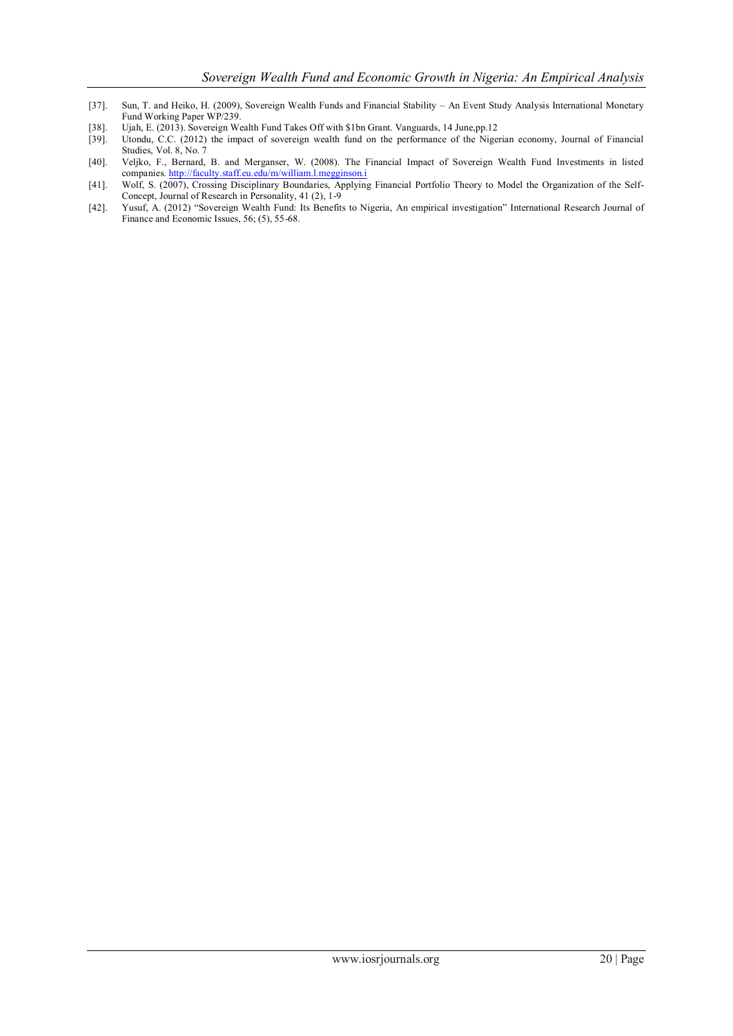[37]. Sun, T. and Heiko, H. (2009), Sovereign Wealth Funds and Financial Stability – An Event Study Analysis International Monetary Fund Working Paper WP/239.

[38]. Ujah, E. (2013). Sovereign Wealth Fund Takes Off with $1bn Grant. Vanguards, 14 June,pp.12

[39]. Utondu, C.C. (2012) the impact of sovereign wealth fund on the performance of the Nigerian economy, Journal of Financial Studies, Vol. 8, No. 7

[40]. Veljko, F., Bernard, B. and Merganser, W. (2008). The Financial Impact of Sovereign Wealth Fund Investments in listed companies. http://faculty.staff.eu.edu/m/william.l.megginson.i

[41]. Wolf, S. (2007), Crossing Disciplinary Boundaries, Applying Financial Portfolio Theory to Model the Organization of the Self-Concept, Journal of Research in Personality, 41 (2), 1-9

[42]. Yusuf, A. (2012) "Sovereign Wealth Fund: Its Benefits to Nigeria, An empirical investigation" International Research Journal of Finance and Economic Issues, 56; (5), 55-68.